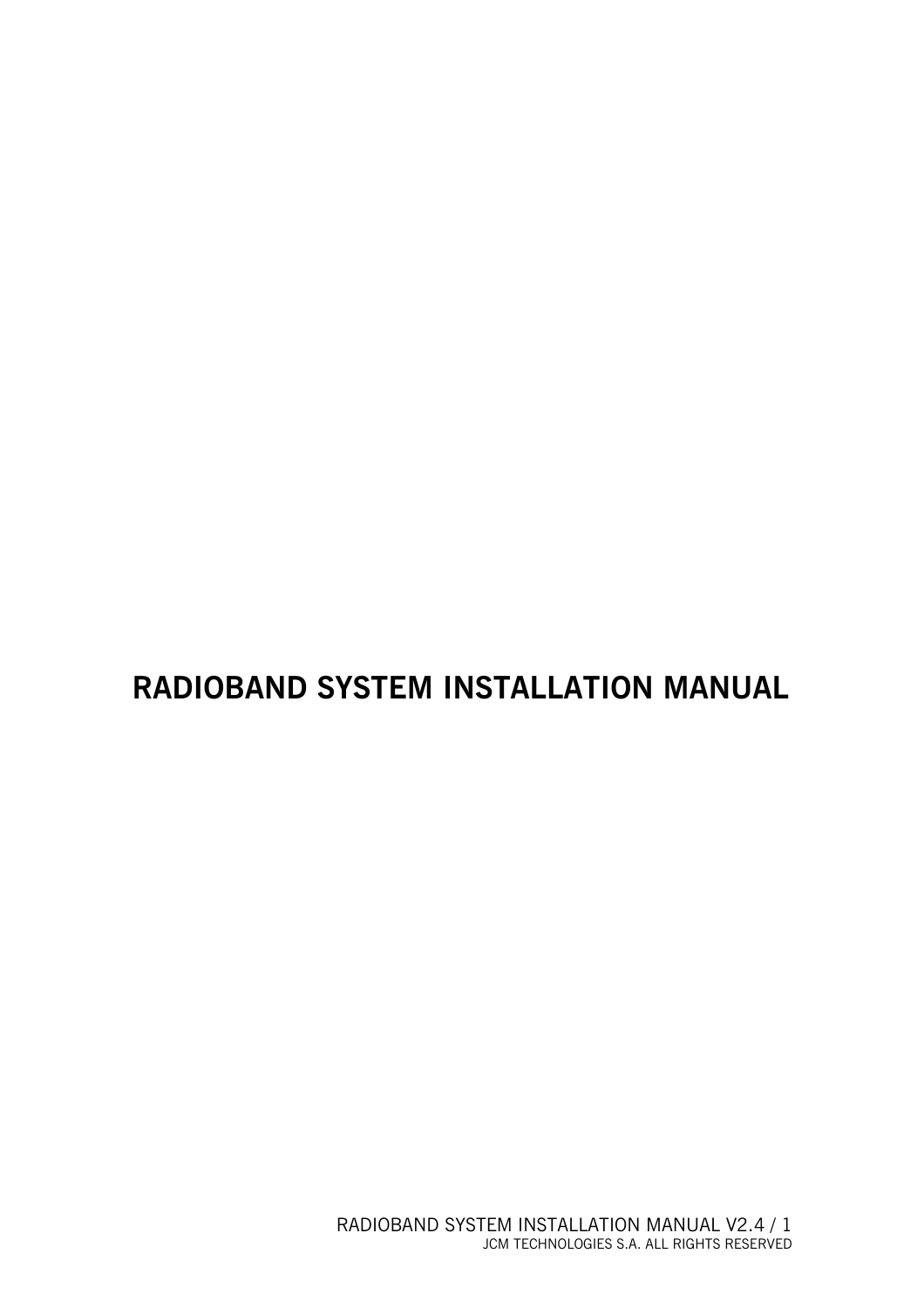# RADIOBAND SYSTEM INSTALLATION MANUAL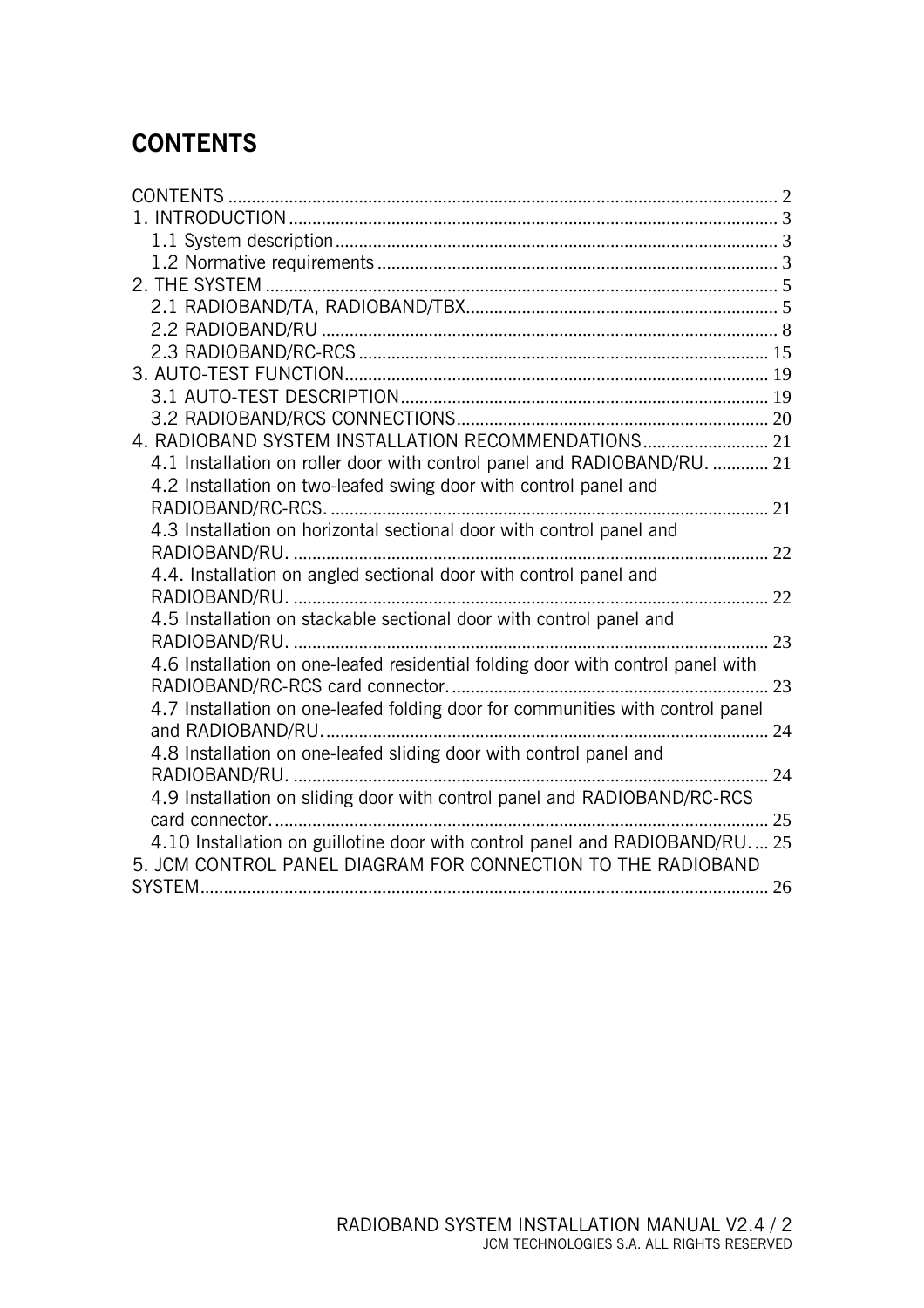# CONTENTS

CONTENTS ........................................................................................................ 2
1. INTRODUCTION ............................................................................................ 3
   1.1 System description ................................................................................. 3
   1.2 Normative requirements ......................................................................... 3
2. THE SYSTEM ................................................................................................. 5
   2.1 RADIOBAND/TA, RADIOBAND/TBX ...................................................... 5
   2.2 RADIOBAND/RU ....................................................................................... 8
   2.3 RADIOBAND/RC-RCS ............................................................................ 15
3. AUTO-TEST FUNCTION ................................................................................ 19
   3.1 AUTO-TEST DESCRIPTION .................................................................... 19
   3.2 RADIOBAND/RCS CONNECTIONS ......................................................... 20
4. RADIOBAND SYSTEM INSTALLATION RECOMMENDATIONS ........................... 21
   4.1 Installation on roller door with control panel and RADIOBAND/RU. ............ 21
   4.2 Installation on two-leafed swing door with control panel and RADIOBAND/RC-RCS. ........ 21
   4.3 Installation on horizontal sectional door with control panel and RADIOBAND/RU. ........ 22
   4.4. Installation on angled sectional door with control panel and RADIOBAND/RU. ........ 22
   4.5 Installation on stackable sectional door with control panel and RADIOBAND/RU. ........ 23
   4.6 Installation on one-leafed residential folding door with control panel with RADIOBAND/RC-RCS card connector. ........ 23
   4.7 Installation on one-leafed folding door for communities with control panel and RADIOBAND/RU. ........ 24
   4.8 Installation on one-leafed sliding door with control panel and RADIOBAND/RU. ........ 24
   4.9 Installation on sliding door with control panel and RADIOBAND/RC-RCS card connector. ........ 25
   4.10 Installation on guillotine door with control panel and RADIOBAND/RU. ... 25
5. JCM CONTROL PANEL DIAGRAM FOR CONNECTION TO THE RADIOBAND SYSTEM ........ 26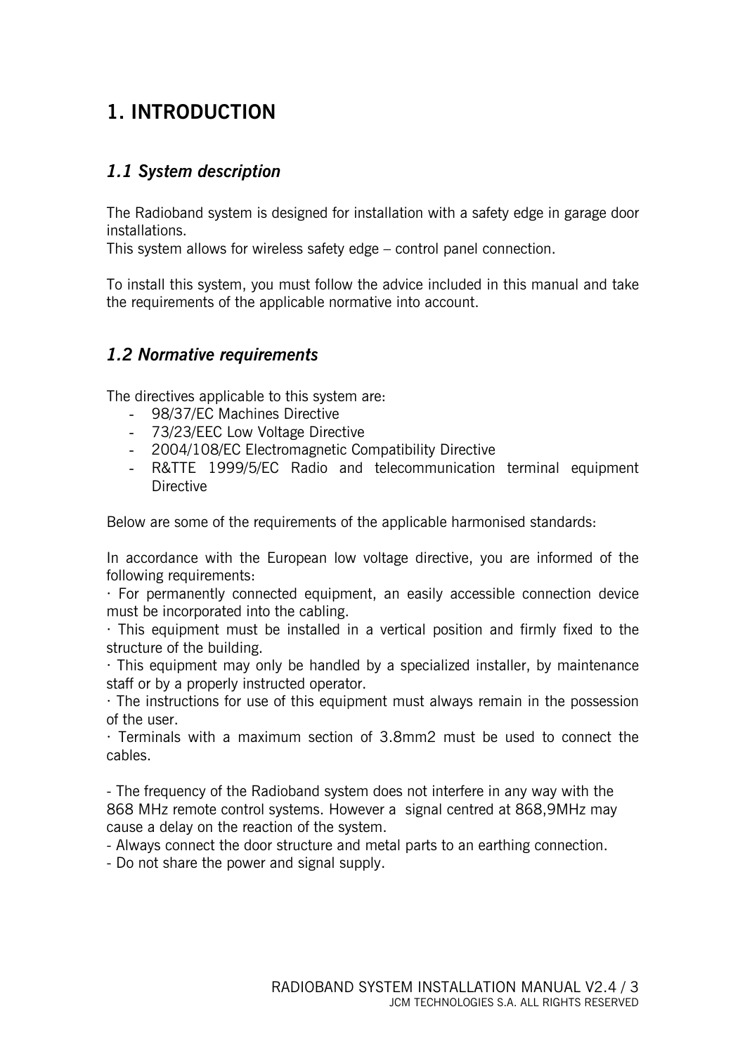# 1. INTRODUCTION

## *1.1 System description*

The Radioband system is designed for installation with a safety edge in garage door installations.
This system allows for wireless safety edge – control panel connection.

To install this system, you must follow the advice included in this manual and take the requirements of the applicable normative into account.

## *1.2 Normative requirements*

The directives applicable to this system are:

- 98/37/EC Machines Directive
- 73/23/EEC Low Voltage Directive
- 2004/108/EC Electromagnetic Compatibility Directive
- R&TTE 1999/5/EC Radio and telecommunication terminal equipment Directive

Below are some of the requirements of the applicable harmonised standards:

In accordance with the European low voltage directive, you are informed of the following requirements:
· For permanently connected equipment, an easily accessible connection device must be incorporated into the cabling.
· This equipment must be installed in a vertical position and firmly fixed to the structure of the building.
· This equipment may only be handled by a specialized installer, by maintenance staff or by a properly instructed operator.
· The instructions for use of this equipment must always remain in the possession of the user.
· Terminals with a maximum section of 3.8mm2 must be used to connect the cables.

- The frequency of the Radioband system does not interfere in any way with the 868 MHz remote control systems. However a signal centred at 868,9MHz may cause a delay on the reaction of the system.
- Always connect the door structure and metal parts to an earthing connection.
- Do not share the power and signal supply.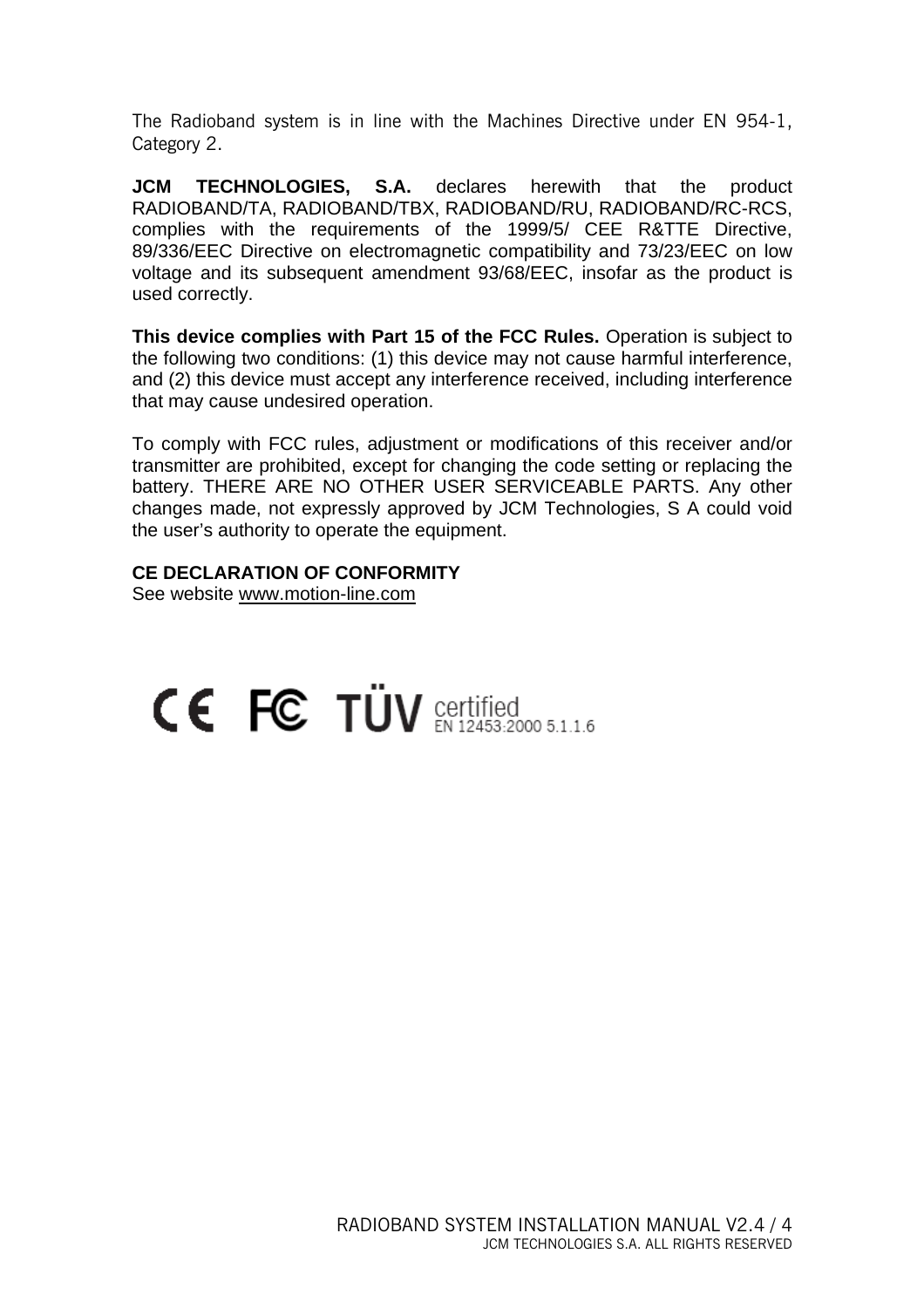The Radioband system is in line with the Machines Directive under EN 954-1, Category 2.

**JCM TECHNOLOGIES, S.A.** declares herewith that the product RADIOBAND/TA, RADIOBAND/TBX, RADIOBAND/RU, RADIOBAND/RC-RCS, complies with the requirements of the 1999/5/ CEE R&TTE Directive, 89/336/EEC Directive on electromagnetic compatibility and 73/23/EEC on low voltage and its subsequent amendment 93/68/EEC, insofar as the product is used correctly.

**This device complies with Part 15 of the FCC Rules.** Operation is subject to the following two conditions: (1) this device may not cause harmful interference, and (2) this device must accept any interference received, including interference that may cause undesired operation.

To comply with FCC rules, adjustment or modifications of this receiver and/or transmitter are prohibited, except for changing the code setting or replacing the battery. THERE ARE NO OTHER USER SERVICEABLE PARTS. Any other changes made, not expressly approved by JCM Technologies, S A could void the user's authority to operate the equipment.

**CE DECLARATION OF CONFORMITY**
See website www.motion-line.com

CE FC TÜV certified EN 12453:2000 5.1.1.6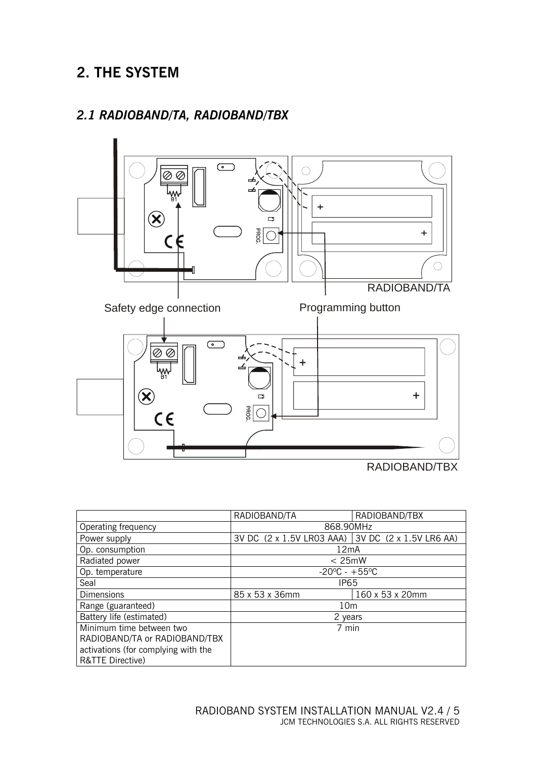## 2. THE SYSTEM

### *2.1 RADIOBAND/TA, RADIOBAND/TBX*

RADIOBAND/TA

Safety edge connection

Programming button

RADIOBAND/TBX

| | RADIOBAND/TA | RADIOBAND/TBX |
|---|---|---|
| Operating frequency | 868.90MHz | |
| Power supply | 3V DC (2 x 1.5V LR03 AAA) | 3V DC (2 x 1.5V LR6 AA) |
| Op. consumption | 12mA | |
| Radiated power | < 25mW | |
| Op. temperature | -20ºC - +55ºC | |
| Seal | IP65 | |
| Dimensions | 85 x 53 x 36mm | 160 x 53 x 20mm |
| Range (guaranteed) | 10m | |
| Battery life (estimated) | 2 years | |
| Minimum time between two RADIOBAND/TA or RADIOBAND/TBX activations (for complying with the R&TTE Directive) | 7 min | |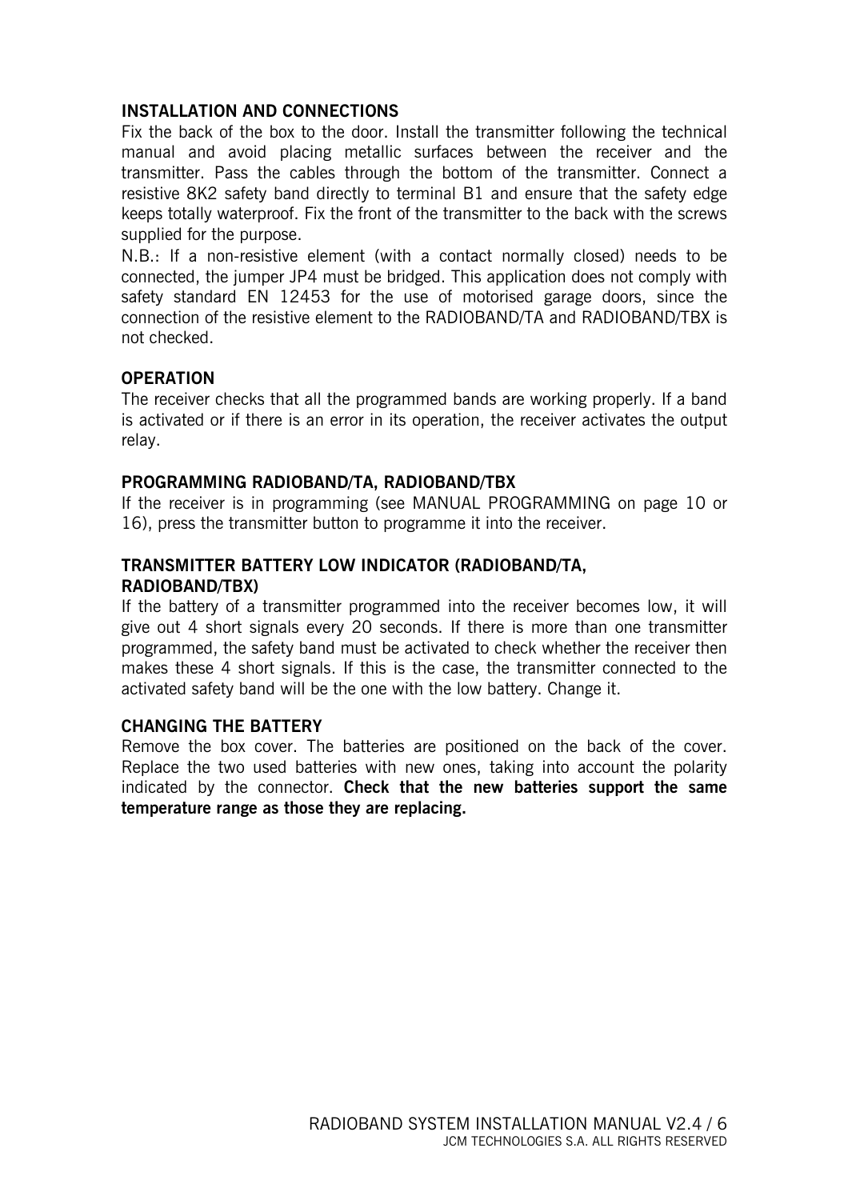### INSTALLATION AND CONNECTIONS

Fix the back of the box to the door. Install the transmitter following the technical manual and avoid placing metallic surfaces between the receiver and the transmitter. Pass the cables through the bottom of the transmitter. Connect a resistive 8K2 safety band directly to terminal B1 and ensure that the safety edge keeps totally waterproof. Fix the front of the transmitter to the back with the screws supplied for the purpose.

N.B.: If a non-resistive element (with a contact normally closed) needs to be connected, the jumper JP4 must be bridged. This application does not comply with safety standard EN 12453 for the use of motorised garage doors, since the connection of the resistive element to the RADIOBAND/TA and RADIOBAND/TBX is not checked.

### OPERATION

The receiver checks that all the programmed bands are working properly. If a band is activated or if there is an error in its operation, the receiver activates the output relay.

### PROGRAMMING RADIOBAND/TA, RADIOBAND/TBX

If the receiver is in programming (see MANUAL PROGRAMMING on page 10 or 16), press the transmitter button to programme it into the receiver.

### TRANSMITTER BATTERY LOW INDICATOR (RADIOBAND/TA, RADIOBAND/TBX)

If the battery of a transmitter programmed into the receiver becomes low, it will give out 4 short signals every 20 seconds. If there is more than one transmitter programmed, the safety band must be activated to check whether the receiver then makes these 4 short signals. If this is the case, the transmitter connected to the activated safety band will be the one with the low battery. Change it.

### CHANGING THE BATTERY

Remove the box cover. The batteries are positioned on the back of the cover. Replace the two used batteries with new ones, taking into account the polarity indicated by the connector. **Check that the new batteries support the same temperature range as those they are replacing.**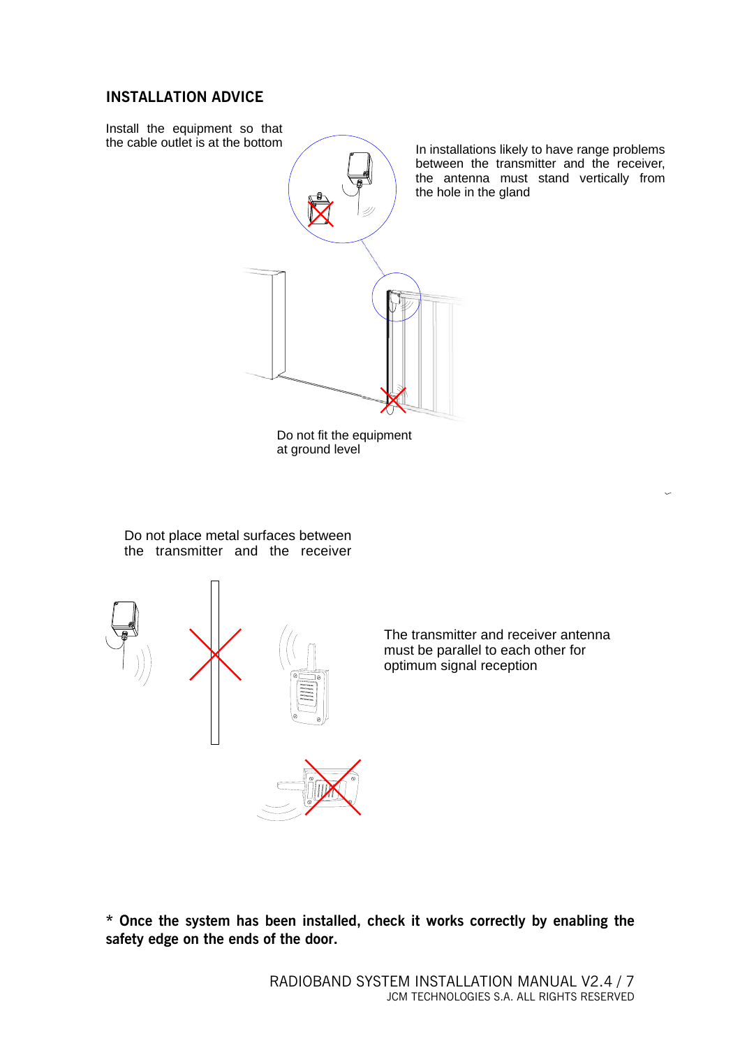## INSTALLATION ADVICE

Install the equipment so that the cable outlet is at the bottom

In installations likely to have range problems between the transmitter and the receiver, the antenna must stand vertically from the hole in the gland

Do not fit the equipment at ground level

Do not place metal surfaces between the transmitter and the receiver

The transmitter and receiver antenna must be parallel to each other for optimum signal reception

**\* Once the system has been installed, check it works correctly by enabling the safety edge on the ends of the door.**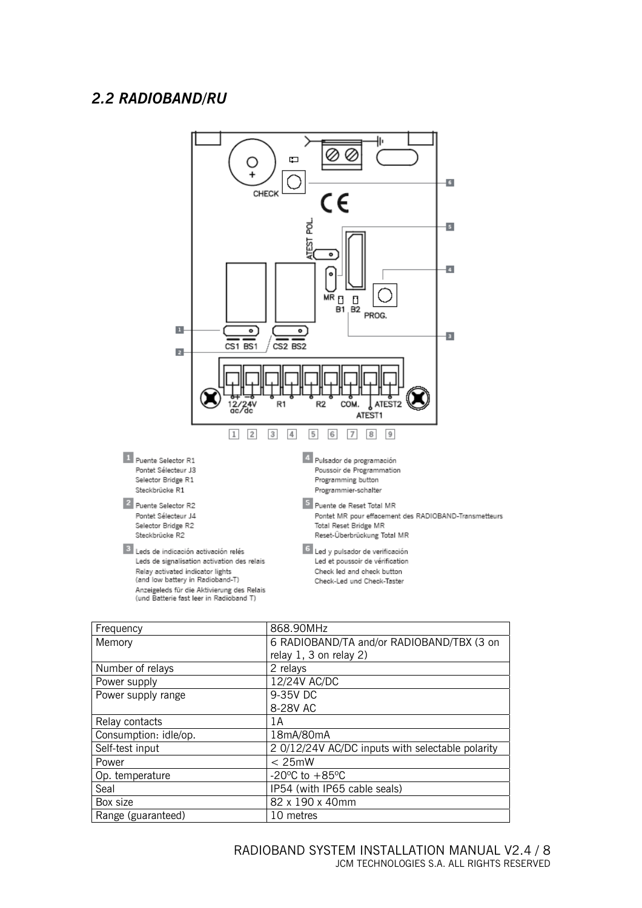## *2.2 RADIOBAND/RU*

1. Puente Selector R1
   Pontet Sélecteur J3
   Selector Bridge R1
   Steckbrücke R1

2. Puente Selector R2
   Pontet Sélecteur J4
   Selector Bridge R2
   Steckbrücke R2

3. Leds de indicación activación relés
   Leds de signalisation activation des relais
   Relay activated indicator lights
   (and low battery in Radioband-T)
   Anzeigeleds für die Aktivierung des Relais
   (und Batterie fast leer in Radioband T)

4. Pulsador de programación
   Poussoir de Programmation
   Programming button
   Programmier-schalter

5. Puente de Reset Total MR
   Pontet MR pour effacement des RADIOBAND-Transmetteurs
   Total Reset Bridge MR
   Reset-Überbrückung Total MR

6. Led y pulsador de verificación
   Led et poussoir de vérification
   Check led and check button
   Check-Led und Check-Taster

| Frequency | 868.90MHz |
|---|---|
| Memory | 6 RADIOBAND/TA and/or RADIOBAND/TBX (3 on relay 1, 3 on relay 2) |
| Number of relays | 2 relays |
| Power supply | 12/24V AC/DC |
| Power supply range | 9-35V DC<br>8-28V AC |
| Relay contacts | 1A |
| Consumption: idle/op. | 18mA/80mA |
| Self-test input | 2 0/12/24V AC/DC inputs with selectable polarity |
| Power | < 25mW |
| Op. temperature | -20ºC to +85ºC |
| Seal | IP54 (with IP65 cable seals) |
| Box size | 82 x 190 x 40mm |
| Range (guaranteed) | 10 metres |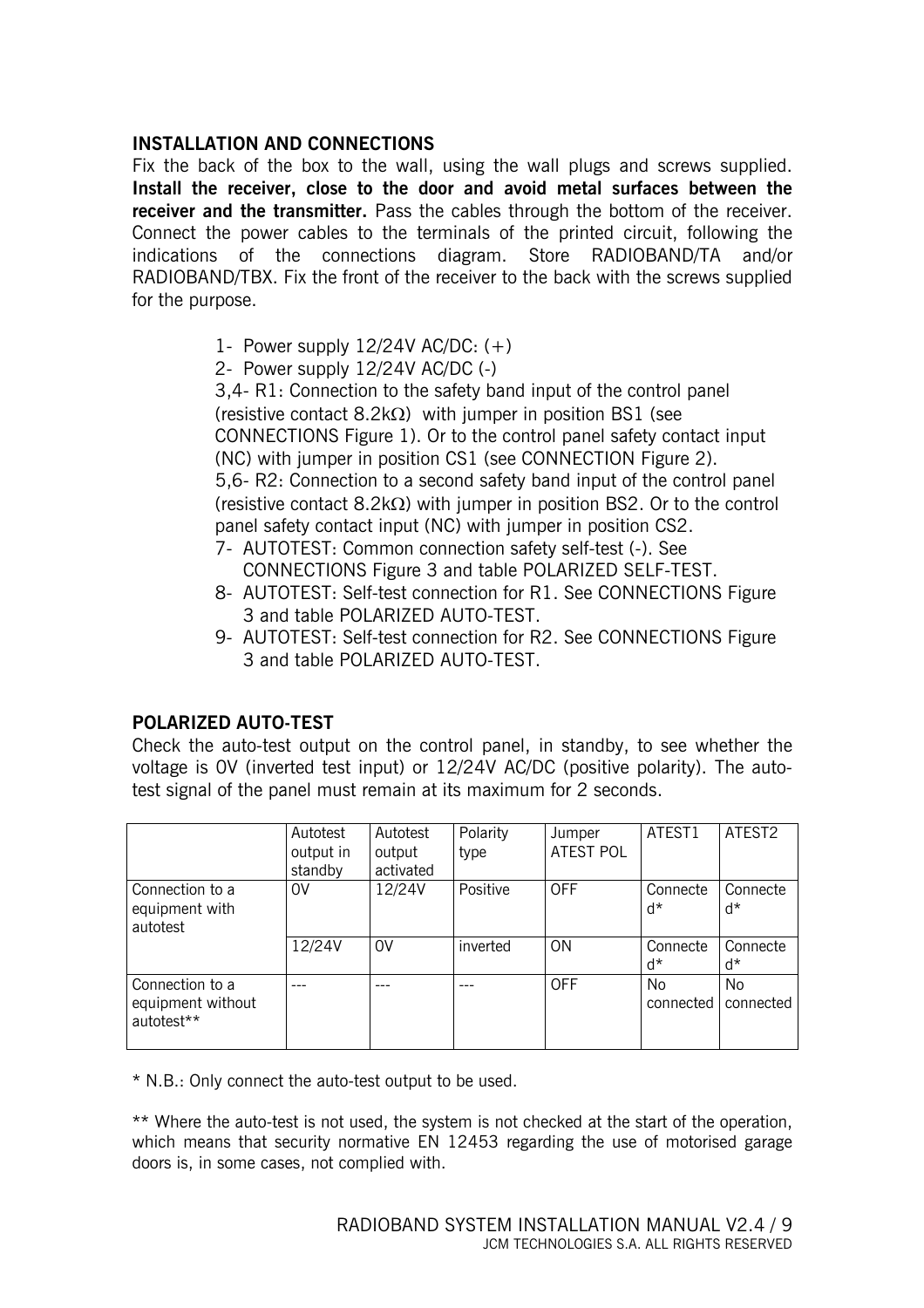## INSTALLATION AND CONNECTIONS

Fix the back of the box to the wall, using the wall plugs and screws supplied. **Install the receiver, close to the door and avoid metal surfaces between the receiver and the transmitter.** Pass the cables through the bottom of the receiver. Connect the power cables to the terminals of the printed circuit, following the indications of the connections diagram. Store RADIOBAND/TA and/or RADIOBAND/TBX. Fix the front of the receiver to the back with the screws supplied for the purpose.

1- Power supply 12/24V AC/DC: (+)
2- Power supply 12/24V AC/DC (-)
3,4- R1: Connection to the safety band input of the control panel (resistive contact 8.2kΩ) with jumper in position BS1 (see CONNECTIONS Figure 1). Or to the control panel safety contact input (NC) with jumper in position CS1 (see CONNECTION Figure 2).
5,6- R2: Connection to a second safety band input of the control panel (resistive contact 8.2kΩ) with jumper in position BS2. Or to the control panel safety contact input (NC) with jumper in position CS2.
7- AUTOTEST: Common connection safety self-test (-). See CONNECTIONS Figure 3 and table POLARIZED SELF-TEST.
8- AUTOTEST: Self-test connection for R1. See CONNECTIONS Figure 3 and table POLARIZED AUTO-TEST.
9- AUTOTEST: Self-test connection for R2. See CONNECTIONS Figure 3 and table POLARIZED AUTO-TEST.

## POLARIZED AUTO-TEST

Check the auto-test output on the control panel, in standby, to see whether the voltage is 0V (inverted test input) or 12/24V AC/DC (positive polarity). The auto-test signal of the panel must remain at its maximum for 2 seconds.

| | Autotest output in standby | Autotest output activated | Polarity type | Jumper ATEST POL | ATEST1 | ATEST2 |
|---|---|---|---|---|---|---|
| Connection to a equipment with autotest | 0V | 12/24V | Positive | OFF | Connected* | Connected* |
| | 12/24V | 0V | inverted | ON | Connected* | Connected* |
| Connection to a equipment without autotest** | --- | --- | --- | OFF | No connected | No connected |

* N.B.: Only connect the auto-test output to be used.

** Where the auto-test is not used, the system is not checked at the start of the operation, which means that security normative EN 12453 regarding the use of motorised garage doors is, in some cases, not complied with.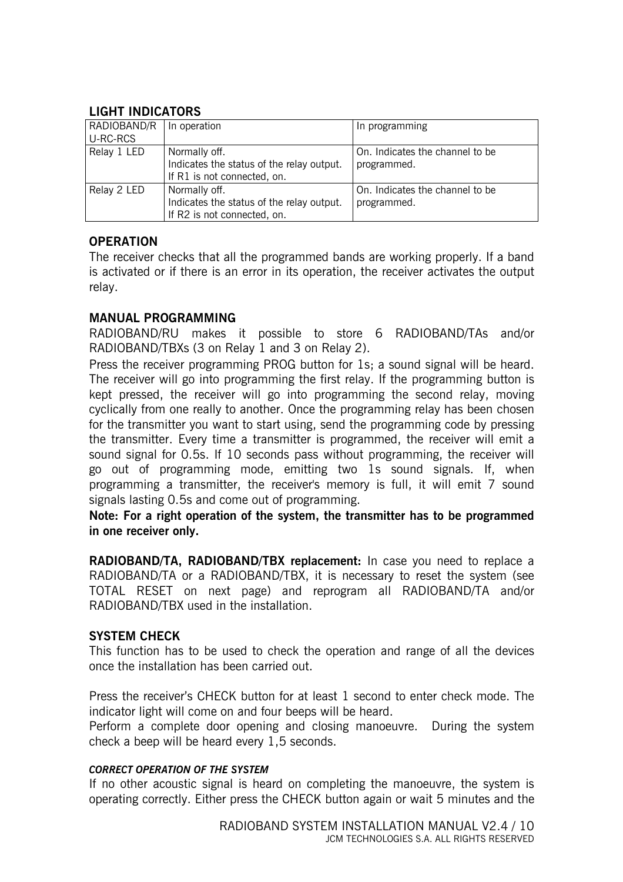## LIGHT INDICATORS

| RADIOBAND/RU-RC-RCS | In operation | In programming |
|---|---|---|
| Relay 1 LED | Normally off.<br>Indicates the status of the relay output.<br>If R1 is not connected, on. | On. Indicates the channel to be programmed. |
| Relay 2 LED | Normally off.<br>Indicates the status of the relay output.<br>If R2 is not connected, on. | On. Indicates the channel to be programmed. |

## OPERATION

The receiver checks that all the programmed bands are working properly. If a band is activated or if there is an error in its operation, the receiver activates the output relay.

## MANUAL PROGRAMMING

RADIOBAND/RU makes it possible to store 6 RADIOBAND/TAs and/or RADIOBAND/TBXs (3 on Relay 1 and 3 on Relay 2).

Press the receiver programming PROG button for 1s; a sound signal will be heard. The receiver will go into programming the first relay. If the programming button is kept pressed, the receiver will go into programming the second relay, moving cyclically from one really to another. Once the programming relay has been chosen for the transmitter you want to start using, send the programming code by pressing the transmitter. Every time a transmitter is programmed, the receiver will emit a sound signal for 0.5s. If 10 seconds pass without programming, the receiver will go out of programming mode, emitting two 1s sound signals. If, when programming a transmitter, the receiver's memory is full, it will emit 7 sound signals lasting 0.5s and come out of programming.

**Note: For a right operation of the system, the transmitter has to be programmed in one receiver only.**

**RADIOBAND/TA, RADIOBAND/TBX replacement:** In case you need to replace a RADIOBAND/TA or a RADIOBAND/TBX, it is necessary to reset the system (see TOTAL RESET on next page) and reprogram all RADIOBAND/TA and/or RADIOBAND/TBX used in the installation.

## SYSTEM CHECK

This function has to be used to check the operation and range of all the devices once the installation has been carried out.

Press the receiver's CHECK button for at least 1 second to enter check mode. The indicator light will come on and four beeps will be heard.

Perform a complete door opening and closing manoeuvre. During the system check a beep will be heard every 1,5 seconds.

#### *CORRECT OPERATION OF THE SYSTEM*

If no other acoustic signal is heard on completing the manoeuvre, the system is operating correctly. Either press the CHECK button again or wait 5 minutes and the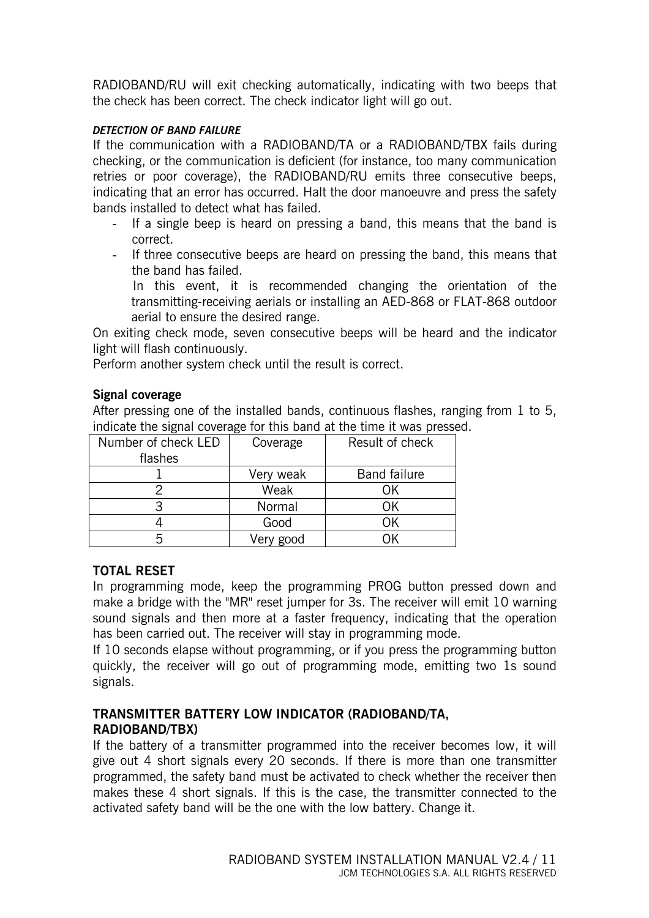RADIOBAND/RU will exit checking automatically, indicating with two beeps that the check has been correct. The check indicator light will go out.

#### *DETECTION OF BAND FAILURE*

If the communication with a RADIOBAND/TA or a RADIOBAND/TBX fails during checking, or the communication is deficient (for instance, too many communication retries or poor coverage), the RADIOBAND/RU emits three consecutive beeps, indicating that an error has occurred. Halt the door manoeuvre and press the safety bands installed to detect what has failed.

- If a single beep is heard on pressing a band, this means that the band is correct.
- If three consecutive beeps are heard on pressing the band, this means that the band has failed.

  In this event, it is recommended changing the orientation of the transmitting-receiving aerials or installing an AED-868 or FLAT-868 outdoor aerial to ensure the desired range.

On exiting check mode, seven consecutive beeps will be heard and the indicator light will flash continuously.

Perform another system check until the result is correct.

#### Signal coverage

After pressing one of the installed bands, continuous flashes, ranging from 1 to 5, indicate the signal coverage for this band at the time it was pressed.

| Number of check LED flashes | Coverage | Result of check |
|---|---|---|
| 1 | Very weak | Band failure |
| 2 | Weak | OK |
| 3 | Normal | OK |
| 4 | Good | OK |
| 5 | Very good | OK |

### TOTAL RESET

In programming mode, keep the programming PROG button pressed down and make a bridge with the "MR" reset jumper for 3s. The receiver will emit 10 warning sound signals and then more at a faster frequency, indicating that the operation has been carried out. The receiver will stay in programming mode.

If 10 seconds elapse without programming, or if you press the programming button quickly, the receiver will go out of programming mode, emitting two 1s sound signals.

### TRANSMITTER BATTERY LOW INDICATOR (RADIOBAND/TA, RADIOBAND/TBX)

If the battery of a transmitter programmed into the receiver becomes low, it will give out 4 short signals every 20 seconds. If there is more than one transmitter programmed, the safety band must be activated to check whether the receiver then makes these 4 short signals. If this is the case, the transmitter connected to the activated safety band will be the one with the low battery. Change it.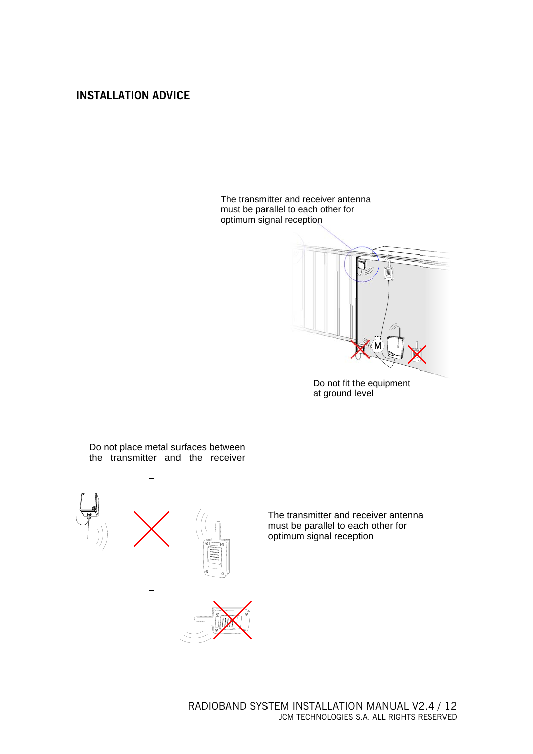## INSTALLATION ADVICE

The transmitter and receiver antenna must be parallel to each other for optimum signal reception

Do not fit the equipment at ground level

Do not place metal surfaces between the transmitter and the receiver

The transmitter and receiver antenna must be parallel to each other for optimum signal reception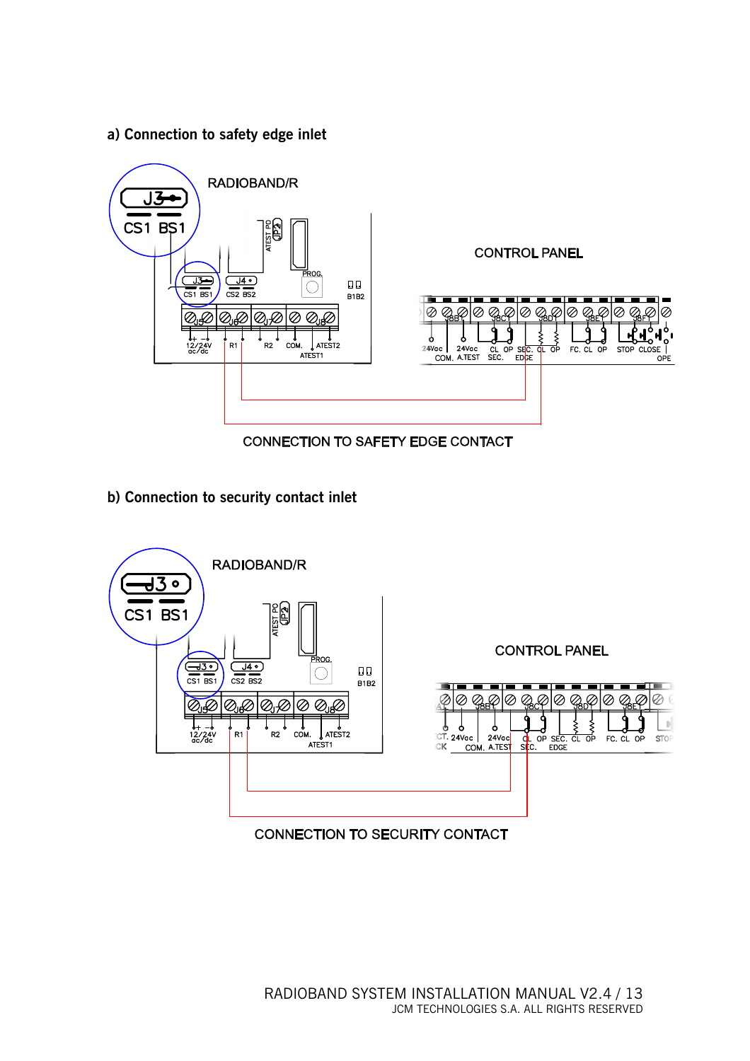## a) Connection to safety edge inlet

RADIOBAND/R

CONTROL PANEL

CONNECTION TO SAFETY EDGE CONTACT

## b) Connection to security contact inlet

RADIOBAND/R

CONTROL PANEL

CONNECTION TO SECURITY CONTACT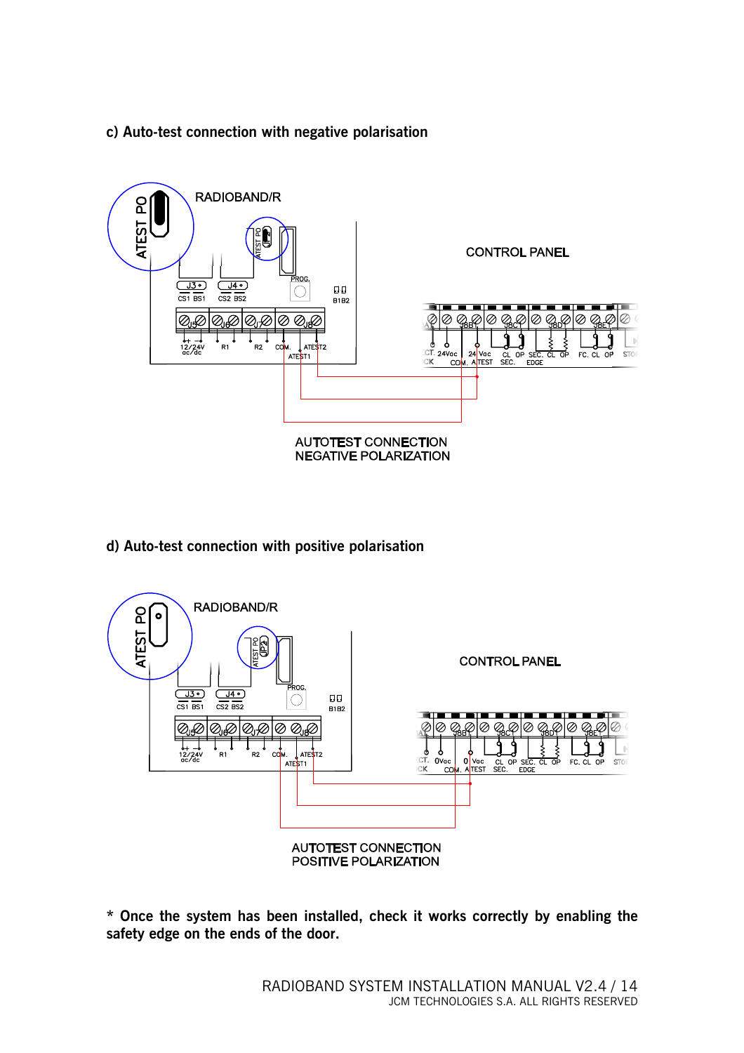### c) Auto-test connection with negative polarisation

RADIOBAND/R

CONTROL PANEL

AUTOTEST CONNECTION
NEGATIVE POLARIZATION

### d) Auto-test connection with positive polarisation

RADIOBAND/R

CONTROL PANEL

AUTOTEST CONNECTION
POSITIVE POLARIZATION

**\* Once the system has been installed, check it works correctly by enabling the safety edge on the ends of the door.**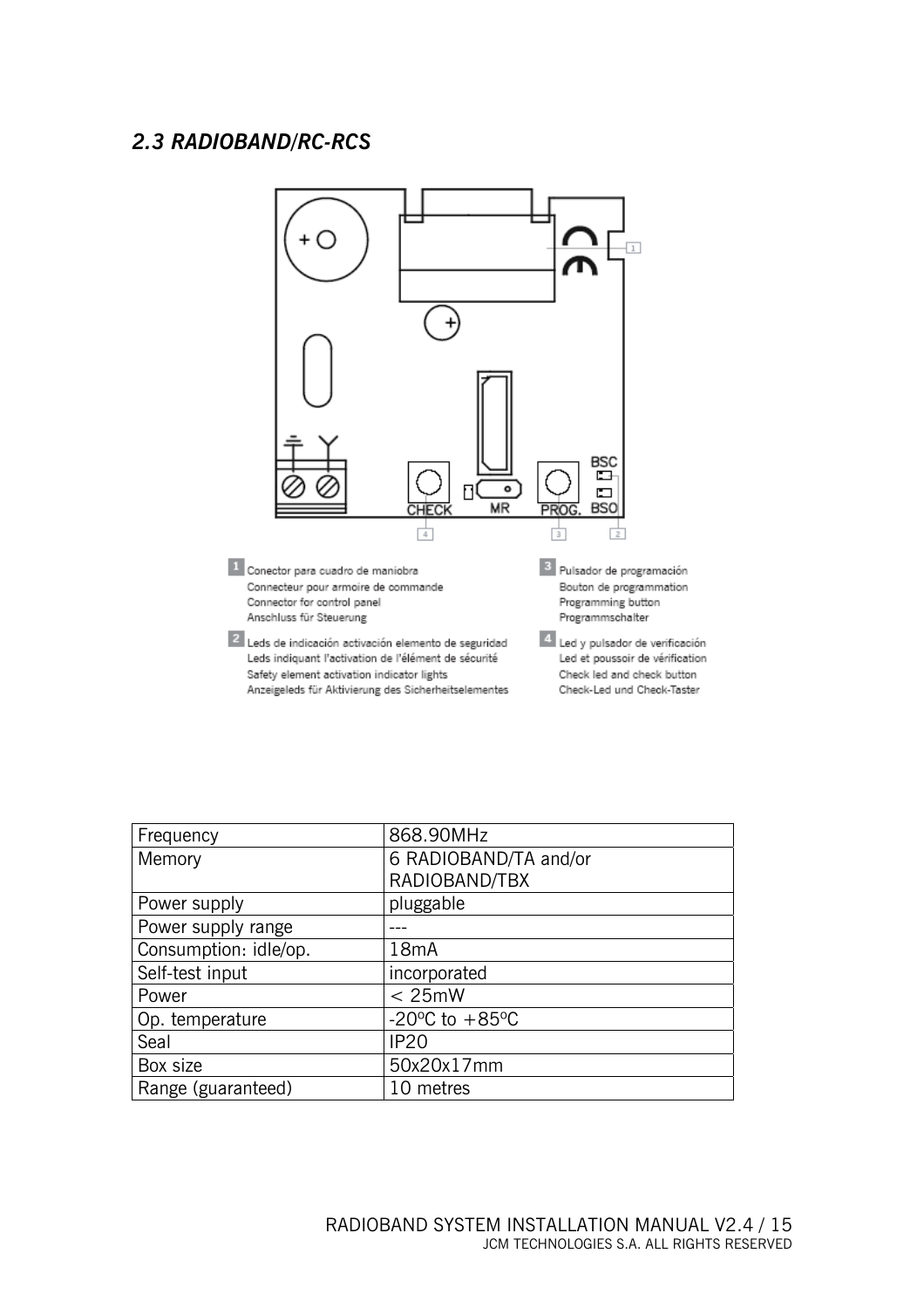## 2.3 RADIOBAND/RC-RCS

**1** Conector para cuadro de maniobra
Connecteur pour armoire de commande
Connector for control panel
Anschluss für Steuerung

**2** Leds de indicación activación elemento de seguridad
Leds indiquant l'activation de l'élément de sécurité
Safety element activation indicator lights
Anzeigeleds für Aktivierung des Sicherheitselementes

**3** Pulsador de programación
Bouton de programmation
Programming button
Programmschalter

**4** Led y pulsador de verificación
Led et poussoir de vérification
Check led and check button
Check-Led und Check-Taster

| Frequency | 868.90MHz |
|---|---|
| Memory | 6 RADIOBAND/TA and/or RADIOBAND/TBX |
| Power supply | pluggable |
| Power supply range | --- |
| Consumption: idle/op. | 18mA |
| Self-test input | incorporated |
| Power | < 25mW |
| Op. temperature | -20ºC to +85ºC |
| Seal | IP20 |
| Box size | 50x20x17mm |
| Range (guaranteed) | 10 metres |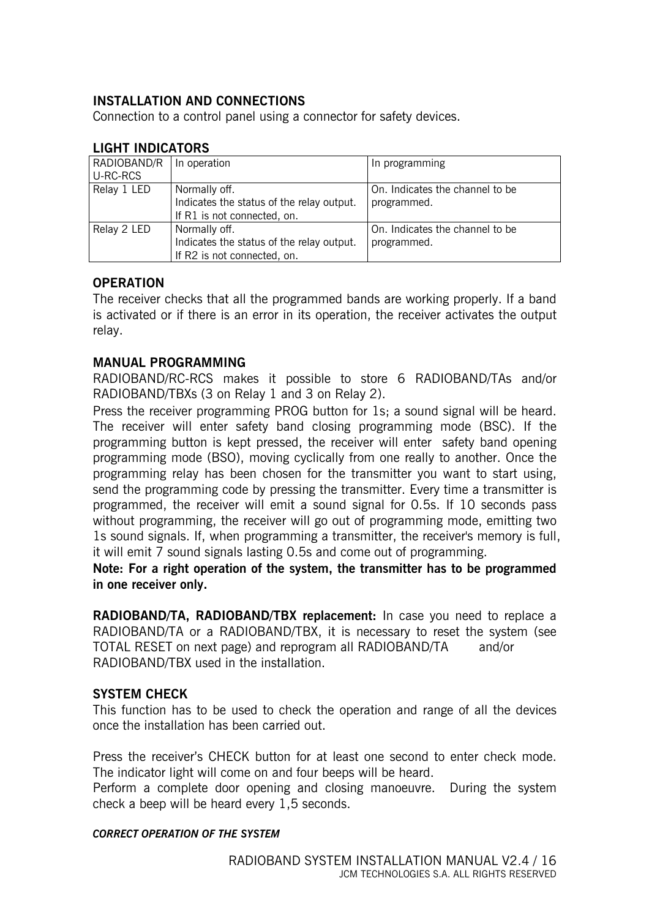## INSTALLATION AND CONNECTIONS

Connection to a control panel using a connector for safety devices.

## LIGHT INDICATORS

| RADIOBAND/RU-RC-RCS | In operation | In programming |
|---|---|---|
| Relay 1 LED | Normally off. Indicates the status of the relay output. If R1 is not connected, on. | On. Indicates the channel to be programmed. |
| Relay 2 LED | Normally off. Indicates the status of the relay output. If R2 is not connected, on. | On. Indicates the channel to be programmed. |

## OPERATION

The receiver checks that all the programmed bands are working properly. If a band is activated or if there is an error in its operation, the receiver activates the output relay.

## MANUAL PROGRAMMING

RADIOBAND/RC-RCS makes it possible to store 6 RADIOBAND/TAs and/or RADIOBAND/TBXs (3 on Relay 1 and 3 on Relay 2).

Press the receiver programming PROG button for 1s; a sound signal will be heard. The receiver will enter safety band closing programming mode (BSC). If the programming button is kept pressed, the receiver will enter safety band opening programming mode (BSO), moving cyclically from one really to another. Once the programming relay has been chosen for the transmitter you want to start using, send the programming code by pressing the transmitter. Every time a transmitter is programmed, the receiver will emit a sound signal for 0.5s. If 10 seconds pass without programming, the receiver will go out of programming mode, emitting two 1s sound signals. If, when programming a transmitter, the receiver's memory is full, it will emit 7 sound signals lasting 0.5s and come out of programming.

**Note: For a right operation of the system, the transmitter has to be programmed in one receiver only.**

**RADIOBAND/TA, RADIOBAND/TBX replacement:** In case you need to replace a RADIOBAND/TA or a RADIOBAND/TBX, it is necessary to reset the system (see TOTAL RESET on next page) and reprogram all RADIOBAND/TA and/or RADIOBAND/TBX used in the installation.

## SYSTEM CHECK

This function has to be used to check the operation and range of all the devices once the installation has been carried out.

Press the receiver's CHECK button for at least one second to enter check mode. The indicator light will come on and four beeps will be heard.

Perform a complete door opening and closing manoeuvre. During the system check a beep will be heard every 1,5 seconds.

***CORRECT OPERATION OF THE SYSTEM***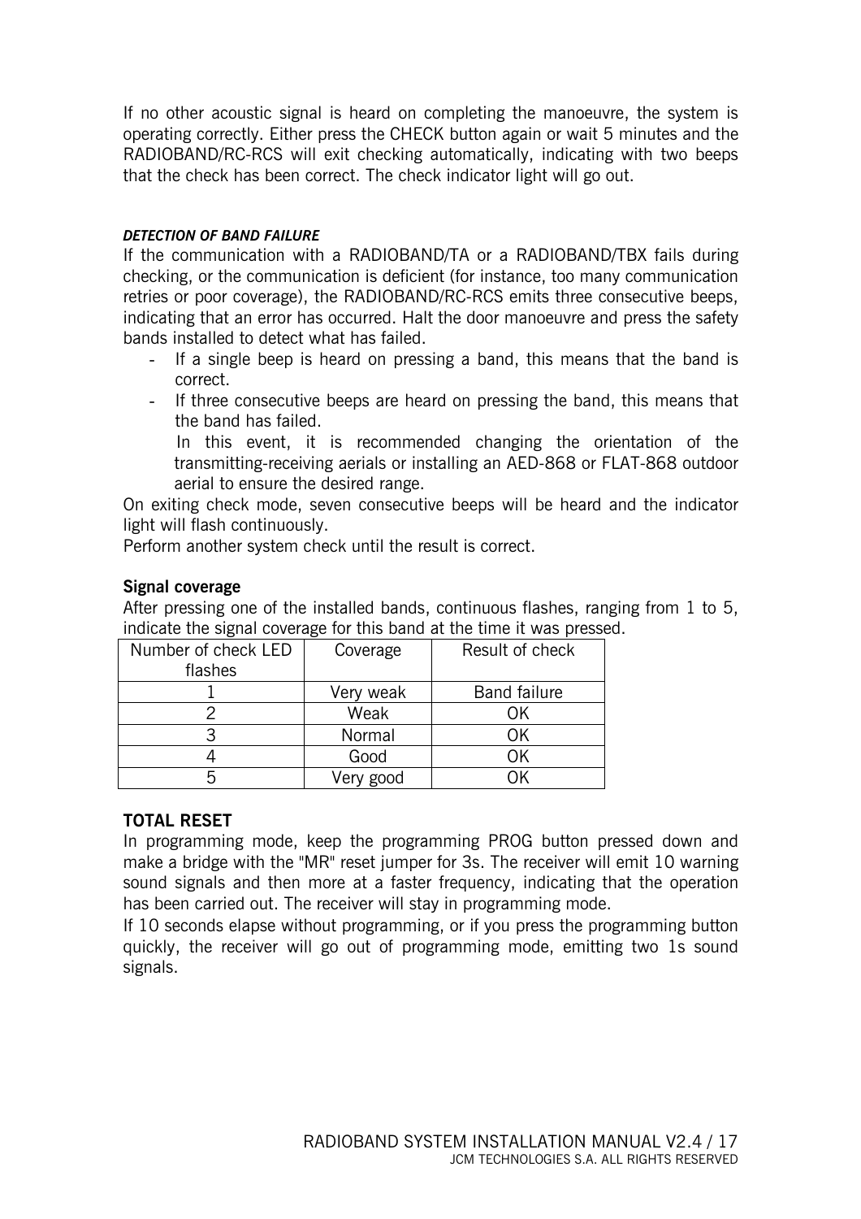If no other acoustic signal is heard on completing the manoeuvre, the system is operating correctly. Either press the CHECK button again or wait 5 minutes and the RADIOBAND/RC-RCS will exit checking automatically, indicating with two beeps that the check has been correct. The check indicator light will go out.

#### *DETECTION OF BAND FAILURE*

If the communication with a RADIOBAND/TA or a RADIOBAND/TBX fails during checking, or the communication is deficient (for instance, too many communication retries or poor coverage), the RADIOBAND/RC-RCS emits three consecutive beeps, indicating that an error has occurred. Halt the door manoeuvre and press the safety bands installed to detect what has failed.

- If a single beep is heard on pressing a band, this means that the band is correct.
- If three consecutive beeps are heard on pressing the band, this means that the band has failed.
  In this event, it is recommended changing the orientation of the transmitting-receiving aerials or installing an AED-868 or FLAT-868 outdoor aerial to ensure the desired range.

On exiting check mode, seven consecutive beeps will be heard and the indicator light will flash continuously.

Perform another system check until the result is correct.

### Signal coverage

After pressing one of the installed bands, continuous flashes, ranging from 1 to 5, indicate the signal coverage for this band at the time it was pressed.

| Number of check LED flashes | Coverage | Result of check |
|---|---|---|
| 1 | Very weak | Band failure |
| 2 | Weak | OK |
| 3 | Normal | OK |
| 4 | Good | OK |
| 5 | Very good | OK |

## TOTAL RESET

In programming mode, keep the programming PROG button pressed down and make a bridge with the "MR" reset jumper for 3s. The receiver will emit 10 warning sound signals and then more at a faster frequency, indicating that the operation has been carried out. The receiver will stay in programming mode.

If 10 seconds elapse without programming, or if you press the programming button quickly, the receiver will go out of programming mode, emitting two 1s sound signals.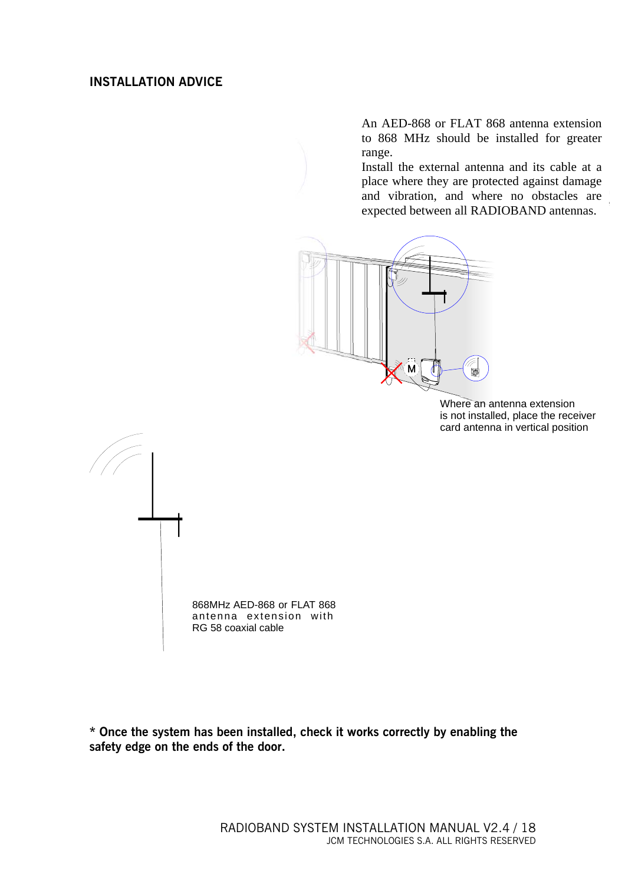## INSTALLATION ADVICE

An AED-868 or FLAT 868 antenna extension to 868 MHz should be installed for greater range.
Install the external antenna and its cable at a place where they are protected against damage and vibration, and where no obstacles are expected between all RADIOBAND antennas.

Where an antenna extension is not installed, place the receiver card antenna in vertical position

868MHz AED-868 or FLAT 868 antenna extension with RG 58 coaxial cable

**\* Once the system has been installed, check it works correctly by enabling the safety edge on the ends of the door.**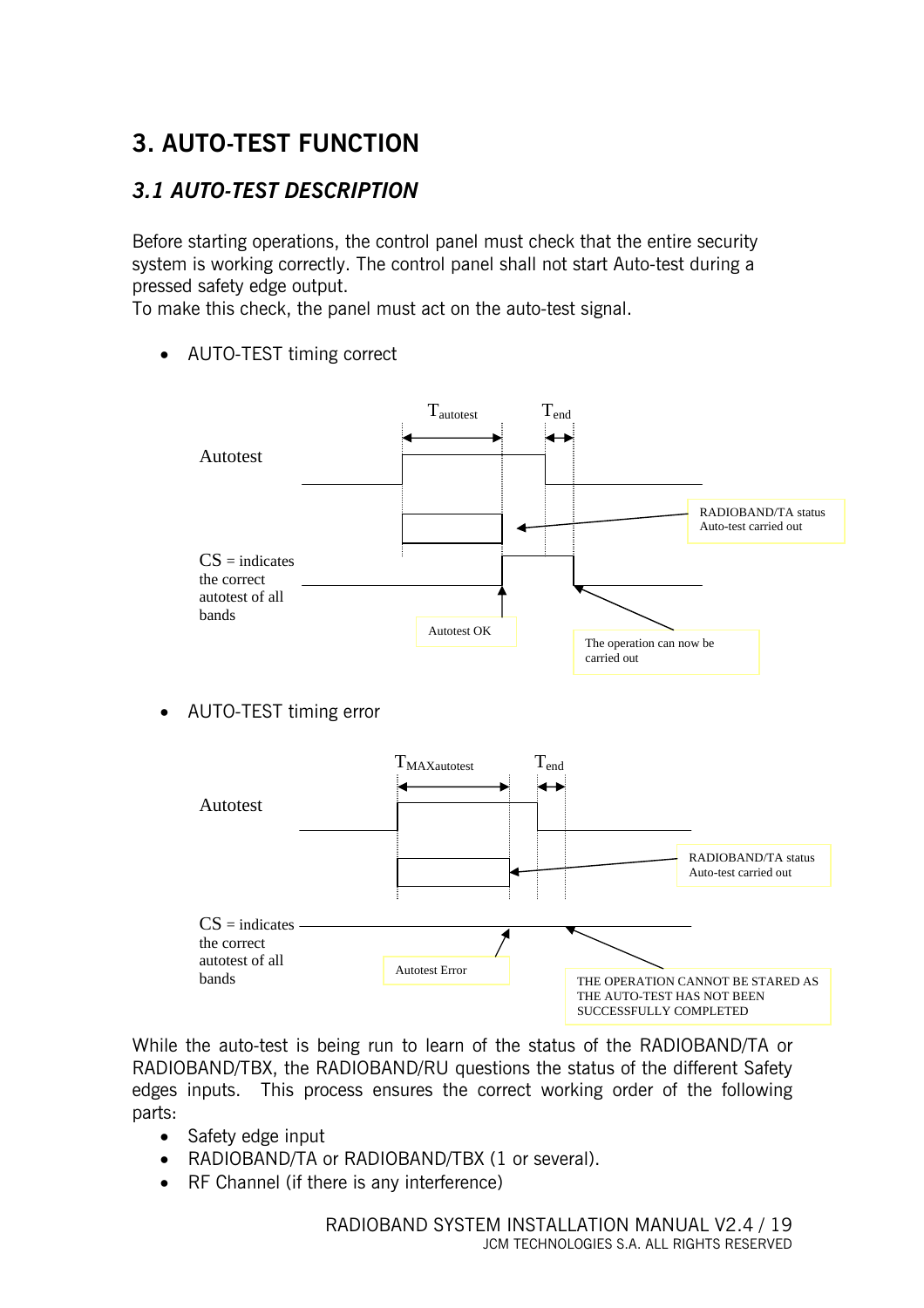# 3. AUTO-TEST FUNCTION

## *3.1 AUTO-TEST DESCRIPTION*

Before starting operations, the control panel must check that the entire security system is working correctly. The control panel shall not start Auto-test during a pressed safety edge output.
To make this check, the panel must act on the auto-test signal.

- AUTO-TEST timing correct

$T_{autotest}$ $T_{end}$

Autotest

RADIOBAND/TA status Auto-test carried out

CS = indicates the correct autotest of all bands

Autotest OK

The operation can now be carried out

- AUTO-TEST timing error

$T_{MAXautotest}$ $T_{end}$

Autotest

RADIOBAND/TA status Auto-test carried out

CS = indicates the correct autotest of all bands

Autotest Error

THE OPERATION CANNOT BE STARED AS THE AUTO-TEST HAS NOT BEEN SUCCESSFULLY COMPLETED

While the auto-test is being run to learn of the status of the RADIOBAND/TA or RADIOBAND/TBX, the RADIOBAND/RU questions the status of the different Safety edges inputs. This process ensures the correct working order of the following parts:

- Safety edge input
- RADIOBAND/TA or RADIOBAND/TBX (1 or several).
- RF Channel (if there is any interference)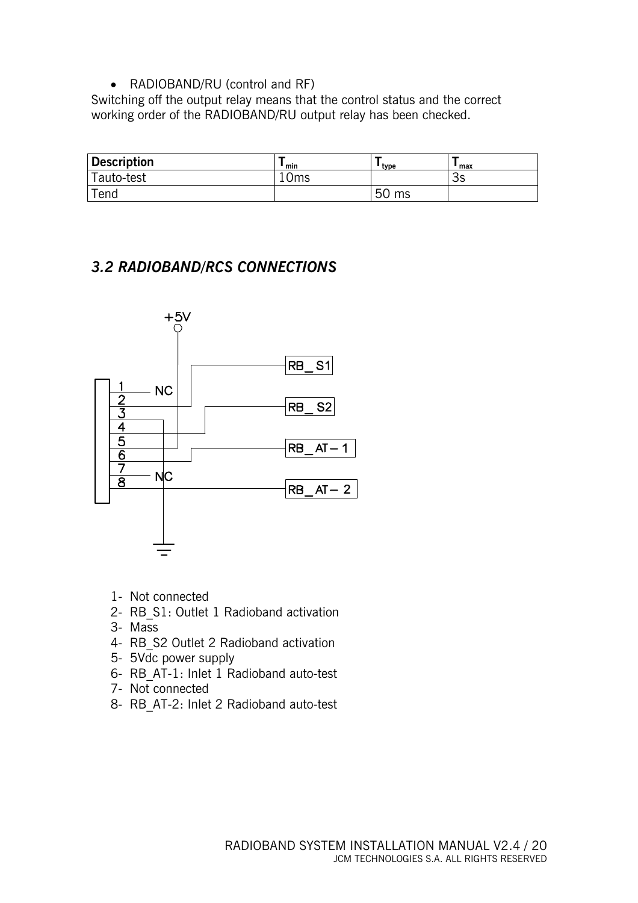- RADIOBAND/RU (control and RF)

Switching off the output relay means that the control status and the correct working order of the RADIOBAND/RU output relay has been checked.

| Description | $T_{min}$ | $T_{type}$ | $T_{max}$ |
|---|---|---|---|
| Tauto-test | 10ms | | 3s |
| Tend | | 50 ms | |

## *3.2 RADIOBAND/RCS CONNECTIONS*

1. Not connected
2. RB_S1: Outlet 1 Radioband activation
3. Mass
4. RB_S2 Outlet 2 Radioband activation
5. 5Vdc power supply
6. RB_AT-1: Inlet 1 Radioband auto-test
7. Not connected
8. RB_AT-2: Inlet 2 Radioband auto-test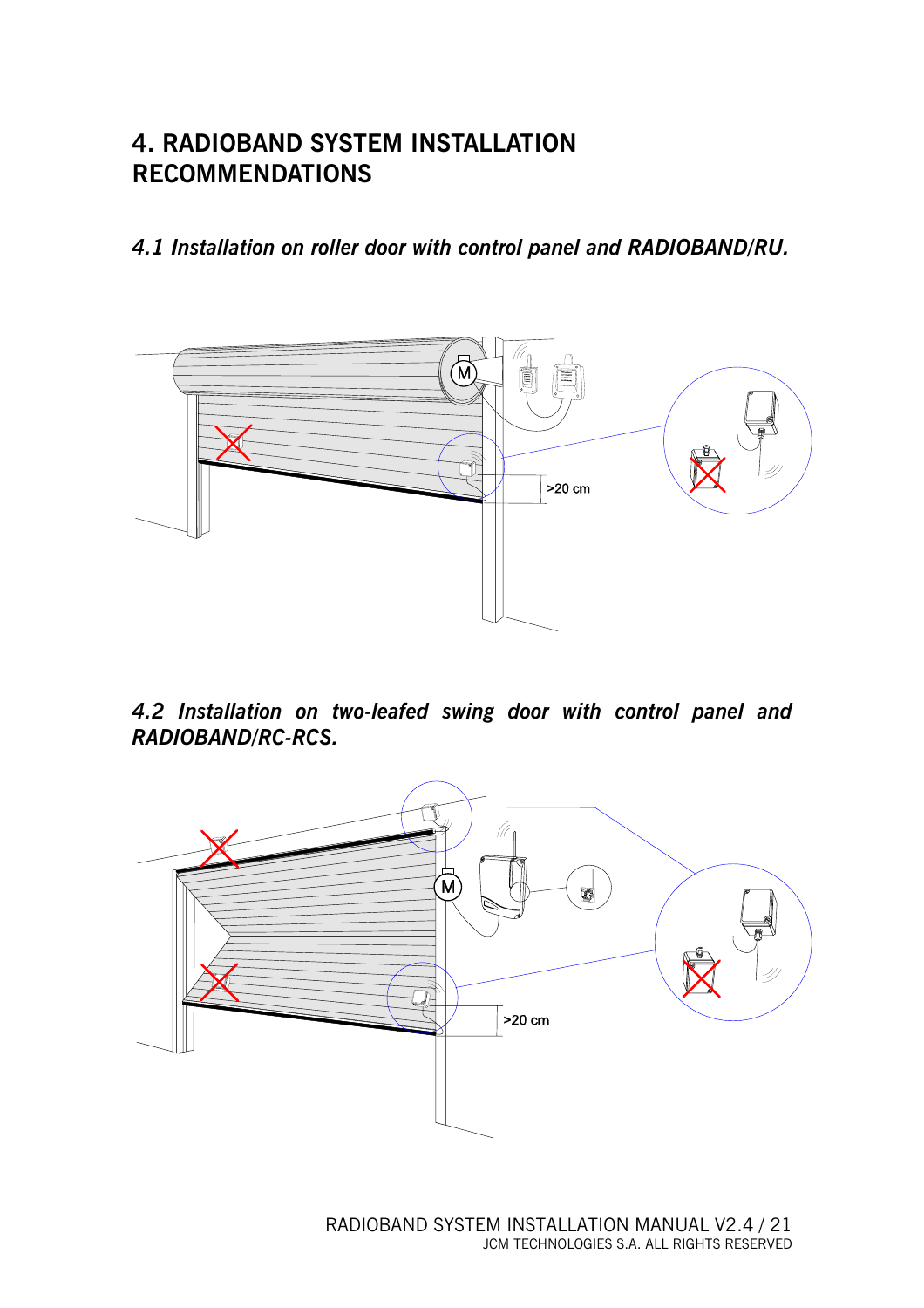# 4. RADIOBAND SYSTEM INSTALLATION RECOMMENDATIONS

### *4.1 Installation on roller door with control panel and RADIOBAND/RU.*

>20 cm

### *4.2 Installation on two-leafed swing door with control panel and RADIOBAND/RC-RCS.*

>20 cm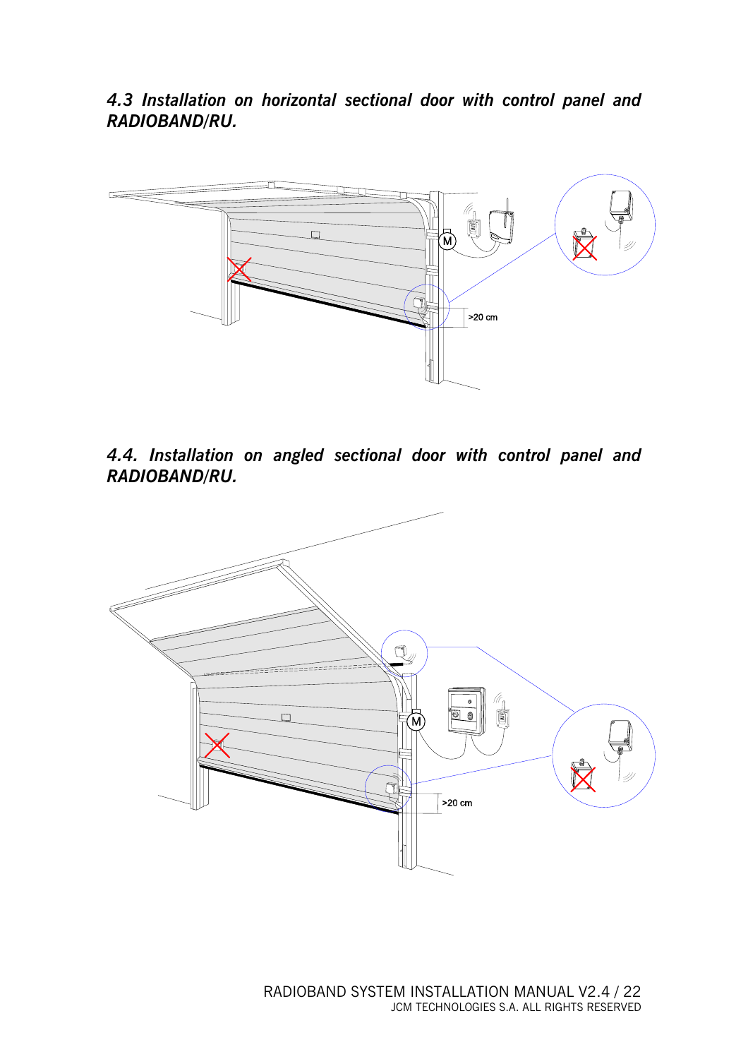### *4.3 Installation on horizontal sectional door with control panel and RADIOBAND/RU.*

### *4.4. Installation on angled sectional door with control panel and RADIOBAND/RU.*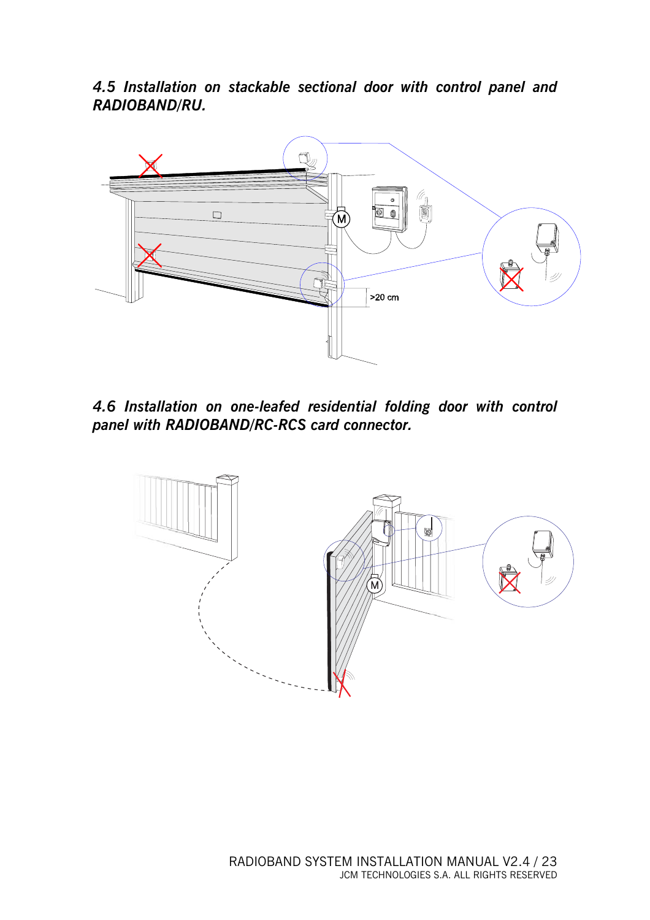### *4.5 Installation on stackable sectional door with control panel and RADIOBAND/RU.*

### *4.6 Installation on one-leafed residential folding door with control panel with RADIOBAND/RC-RCS card connector.*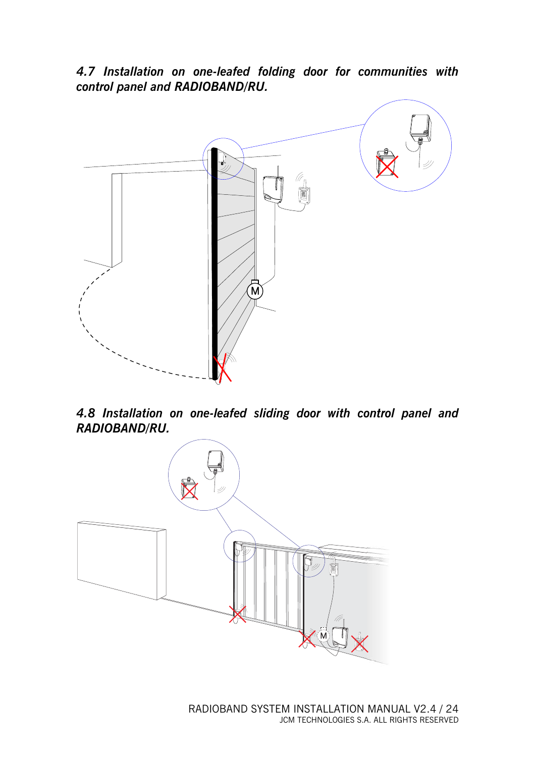### *4.7 Installation on one-leafed folding door for communities with control panel and RADIOBAND/RU.*

### *4.8 Installation on one-leafed sliding door with control panel and RADIOBAND/RU.*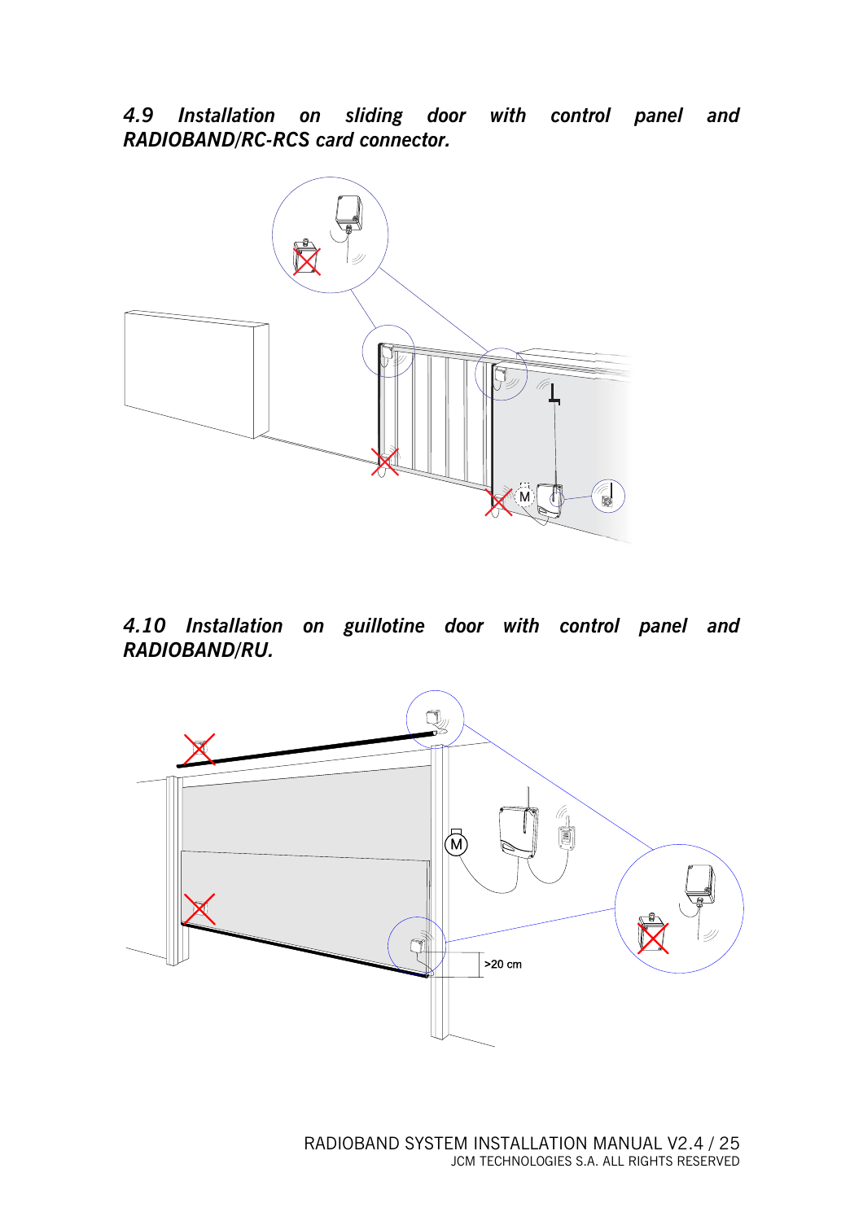### *4.9 Installation on sliding door with control panel and RADIOBAND/RC-RCS card connector.*

### *4.10 Installation on guillotine door with control panel and RADIOBAND/RU.*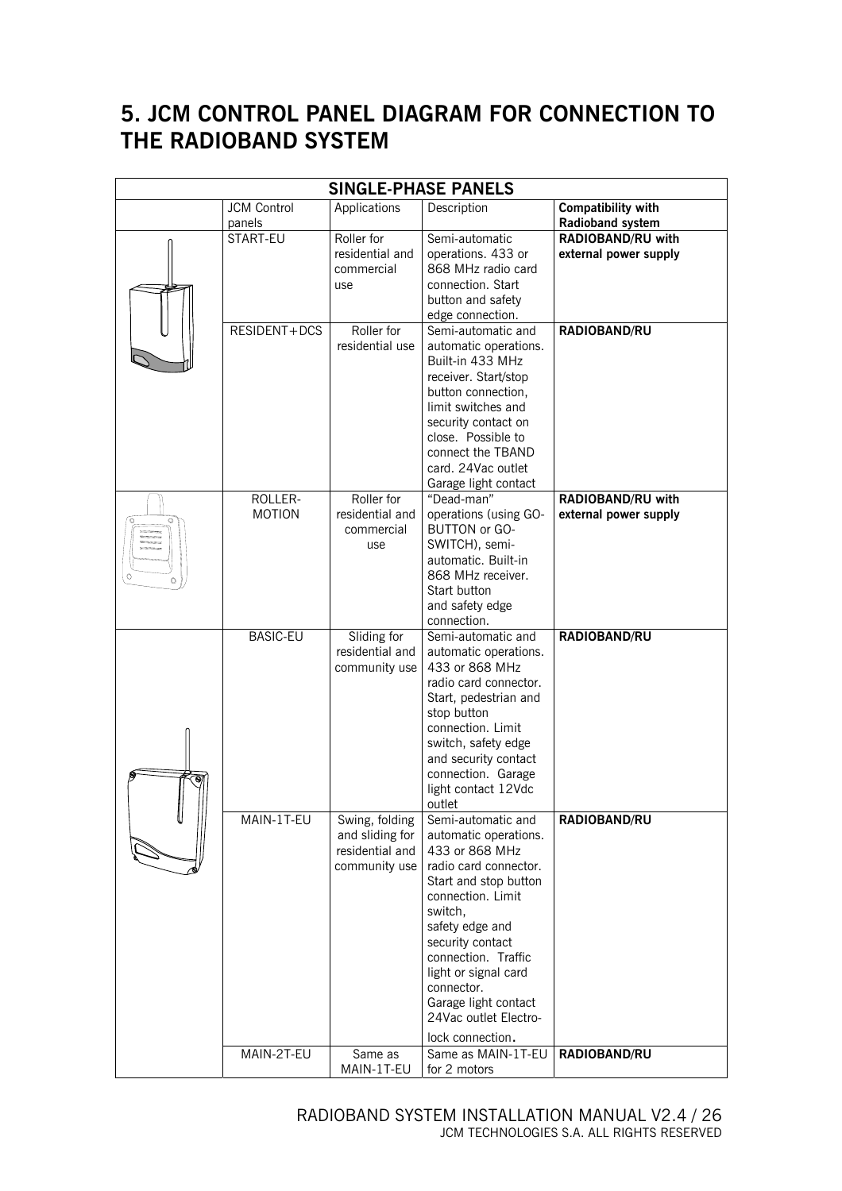# 5. JCM CONTROL PANEL DIAGRAM FOR CONNECTION TO THE RADIOBAND SYSTEM

| SINGLE-PHASE PANELS | | | | |
|---|---|---|---|---|
| | JCM Control panels | Applications | Description | **Compatibility with Radioband system** |
| | START-EU | Roller for residential and commercial use | Semi-automatic operations. 433 or 868 MHz radio card connection. Start button and safety edge connection. | **RADIOBAND/RU with external power supply** |
| | RESIDENT+DCS | Roller for residential use | Semi-automatic and automatic operations. Built-in 433 MHz receiver. Start/stop button connection, limit switches and security contact on close. Possible to connect the TBAND card. 24Vac outlet Garage light contact | **RADIOBAND/RU** |
| | ROLLER-MOTION | Roller for residential and commercial use | "Dead-man" operations (using GO-BUTTON or GO-SWITCH), semi-automatic. Built-in 868 MHz receiver. Start button and safety edge connection. | **RADIOBAND/RU with external power supply** |
| | BASIC-EU | Sliding for residential and community use | Semi-automatic and automatic operations. 433 or 868 MHz radio card connector. Start, pedestrian and stop button connection. Limit switch, safety edge and security contact connection. Garage light contact 12Vdc outlet | **RADIOBAND/RU** |
| | MAIN-1T-EU | Swing, folding and sliding for residential and community use | Semi-automatic and automatic operations. 433 or 868 MHz radio card connector. Start and stop button connection. Limit switch, safety edge and security contact connection. Traffic light or signal card connector. Garage light contact 24Vac outlet Electro-lock connection. | **RADIOBAND/RU** |
| | MAIN-2T-EU | Same as MAIN-1T-EU | Same as MAIN-1T-EU for 2 motors | **RADIOBAND/RU** |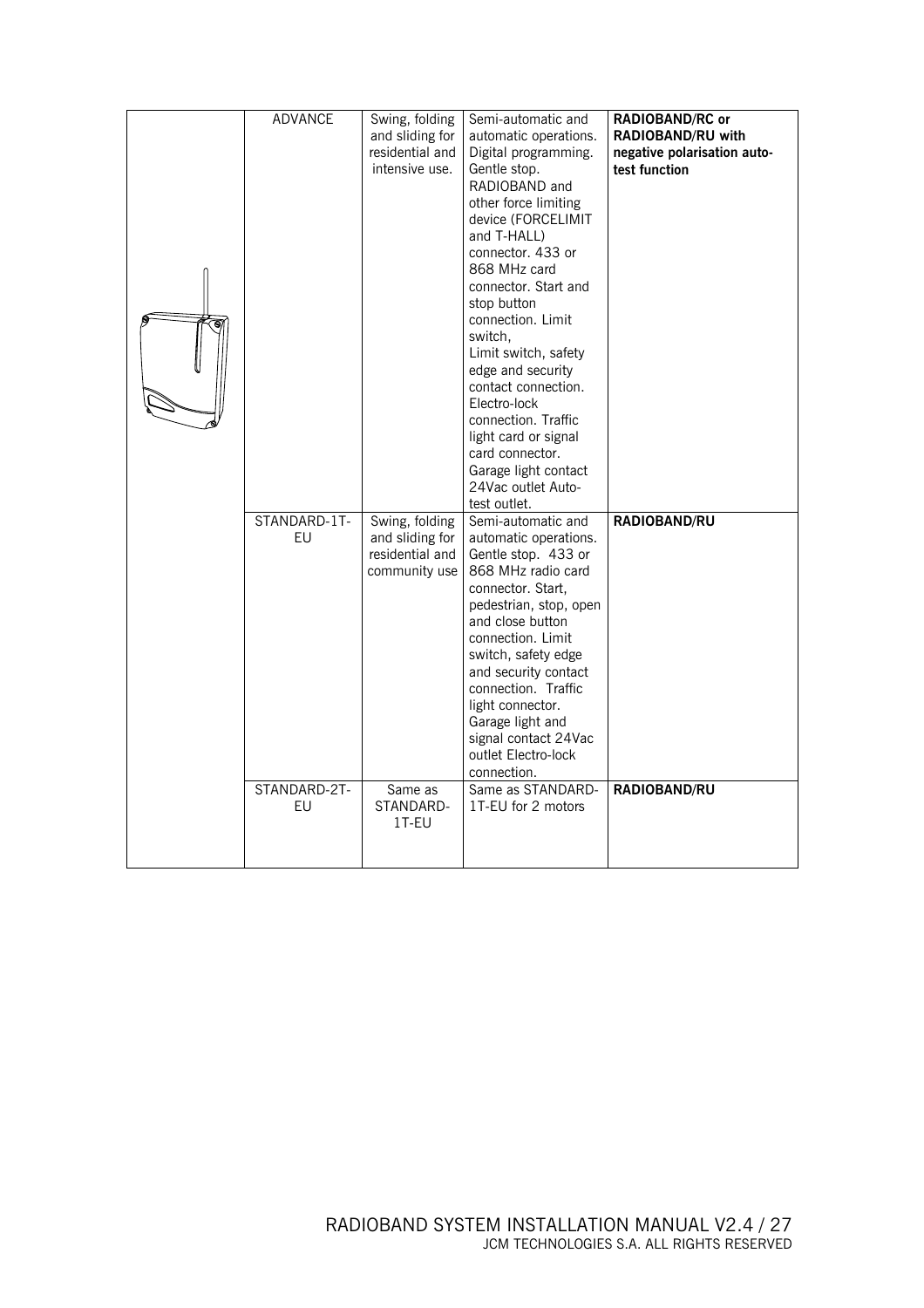| | | | | |
|---|---|---|---|---|
| | ADVANCE | Swing, folding and sliding for residential and intensive use. | Semi-automatic and automatic operations. Digital programming. Gentle stop. RADIOBAND and other force limiting device (FORCELIMIT and T-HALL) connector. 433 or 868 MHz card connector. Start and stop button connection. Limit switch, Limit switch, safety edge and security contact connection. Electro-lock connection. Traffic light card or signal card connector. Garage light contact 24Vac outlet Auto-test outlet. | **RADIOBAND/RC or RADIOBAND/RU with negative polarisation auto-test function** |
| | STANDARD-1T-EU | Swing, folding and sliding for residential and community use | Semi-automatic and automatic operations. Gentle stop. 433 or 868 MHz radio card connector. Start, pedestrian, stop, open and close button connection. Limit switch, safety edge and security contact connection. Traffic light connector. Garage light and signal contact 24Vac outlet Electro-lock connection. | **RADIOBAND/RU** |
| | STANDARD-2T-EU | Same as STANDARD-1T-EU | Same as STANDARD-1T-EU for 2 motors | **RADIOBAND/RU** |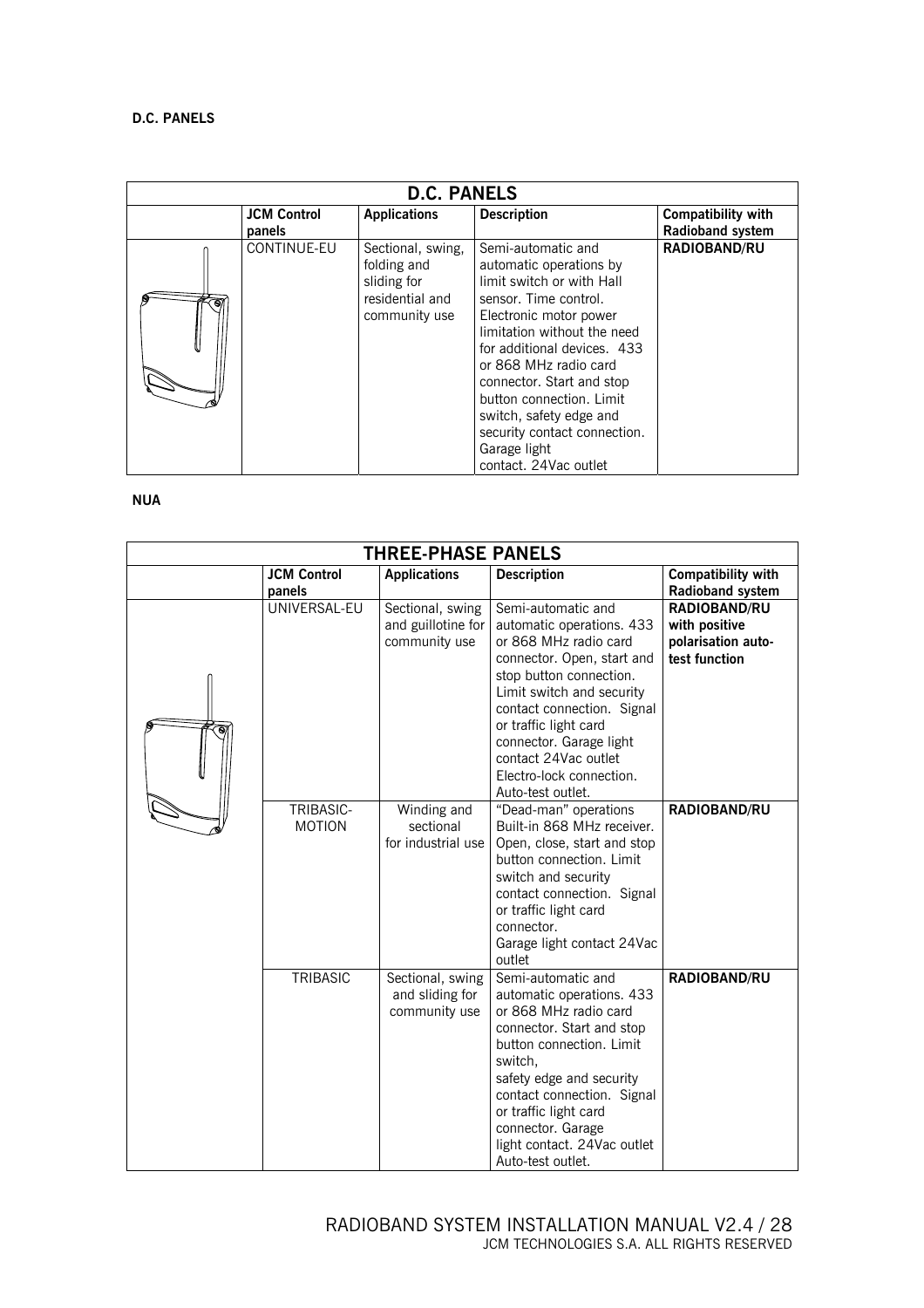**D.C. PANELS**

| D.C. PANELS | | | | |
|---|---|---|---|---|
| | **JCM Control panels** | **Applications** | **Description** | **Compatibility with Radioband system** |
| | CONTINUE-EU | Sectional, swing, folding and sliding for residential and community use | Semi-automatic and automatic operations by limit switch or with Hall sensor. Time control. Electronic motor power limitation without the need for additional devices. 433 or 868 MHz radio card connector. Start and stop button connection. Limit switch, safety edge and security contact connection. Garage light contact. 24Vac outlet | **RADIOBAND/RU** |

**NUA**

| THREE-PHASE PANELS | | | | |
|---|---|---|---|---|
| | **JCM Control panels** | **Applications** | **Description** | **Compatibility with Radioband system** |
| | UNIVERSAL-EU | Sectional, swing and guillotine for community use | Semi-automatic and automatic operations. 433 or 868 MHz radio card connector. Open, start and stop button connection. Limit switch and security contact connection. Signal or traffic light card connector. Garage light contact 24Vac outlet Electro-lock connection. Auto-test outlet. | **RADIOBAND/RU with positive polarisation auto-test function** |
| | TRIBASIC-MOTION | Winding and sectional for industrial use | "Dead-man" operations Built-in 868 MHz receiver. Open, close, start and stop button connection. Limit switch and security contact connection. Signal or traffic light card connector. Garage light contact 24Vac outlet | **RADIOBAND/RU** |
| | TRIBASIC | Sectional, swing and sliding for community use | Semi-automatic and automatic operations. 433 or 868 MHz radio card connector. Start and stop button connection. Limit switch, safety edge and security contact connection. Signal or traffic light card connector. Garage light contact. 24Vac outlet Auto-test outlet. | **RADIOBAND/RU** |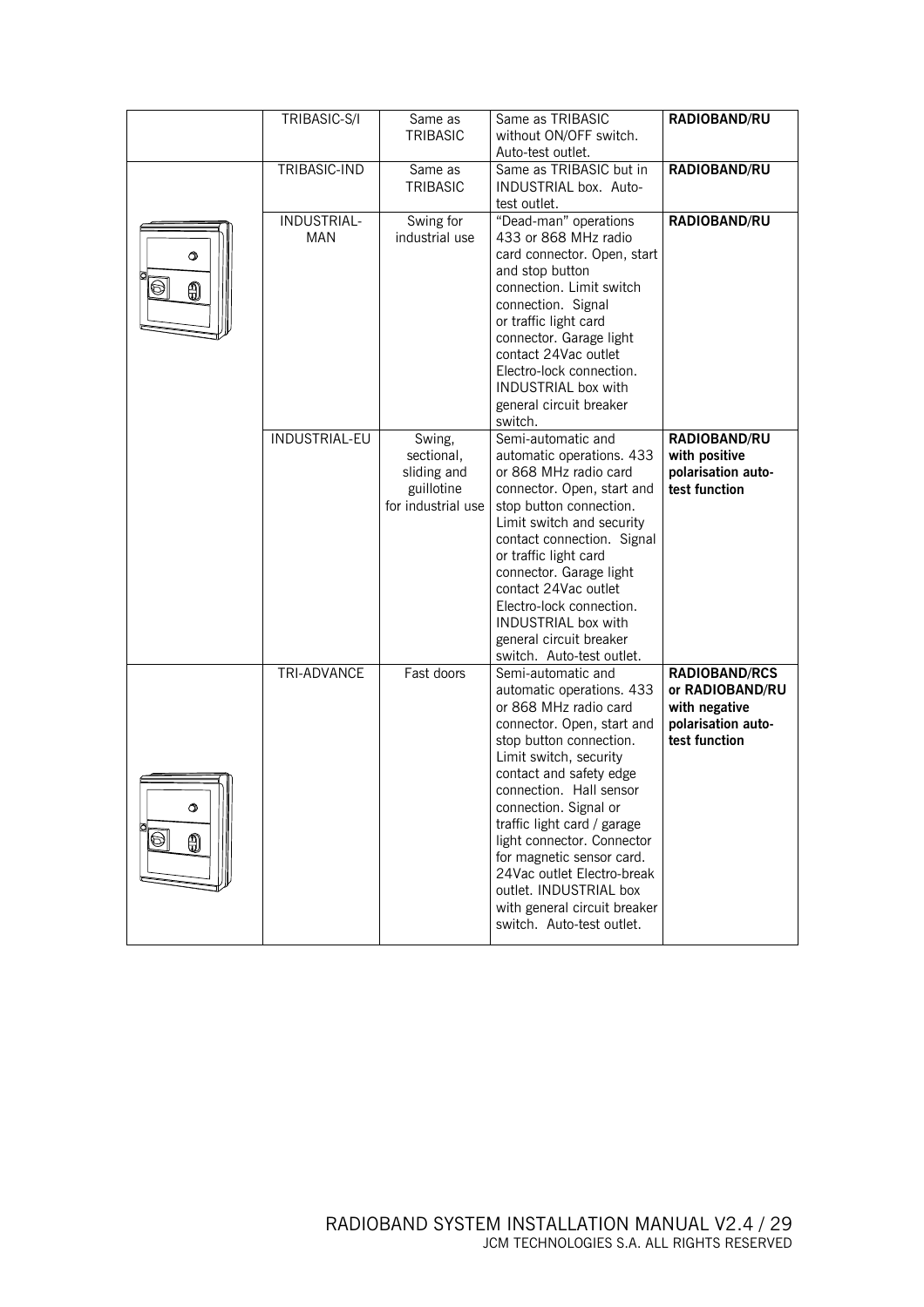| | | | | |
|---|---|---|---|---|
| | TRIBASIC-S/I | Same as TRIBASIC | Same as TRIBASIC without ON/OFF switch. Auto-test outlet. | **RADIOBAND/RU** |
| | TRIBASIC-IND | Same as TRIBASIC | Same as TRIBASIC but in INDUSTRIAL box. Auto-test outlet. | **RADIOBAND/RU** |
| | INDUSTRIAL-MAN | Swing for industrial use | "Dead-man" operations 433 or 868 MHz radio card connector. Open, start and stop button connection. Limit switch connection. Signal or traffic light card connector. Garage light contact 24Vac outlet Electro-lock connection. INDUSTRIAL box with general circuit breaker switch. | **RADIOBAND/RU** |
| | INDUSTRIAL-EU | Swing, sectional, sliding and guillotine for industrial use | Semi-automatic and automatic operations. 433 or 868 MHz radio card connector. Open, start and stop button connection. Limit switch and security contact connection. Signal or traffic light card connector. Garage light contact 24Vac outlet Electro-lock connection. INDUSTRIAL box with general circuit breaker switch. Auto-test outlet. | **RADIOBAND/RU with positive polarisation auto-test function** |
| | TRI-ADVANCE | Fast doors | Semi-automatic and automatic operations. 433 or 868 MHz radio card connector. Open, start and stop button connection. Limit switch, security contact and safety edge connection. Hall sensor connection. Signal or traffic light card / garage light connector. Connector for magnetic sensor card. 24Vac outlet Electro-break outlet. INDUSTRIAL box with general circuit breaker switch. Auto-test outlet. | **RADIOBAND/RCS or RADIOBAND/RU with negative polarisation auto-test function** |